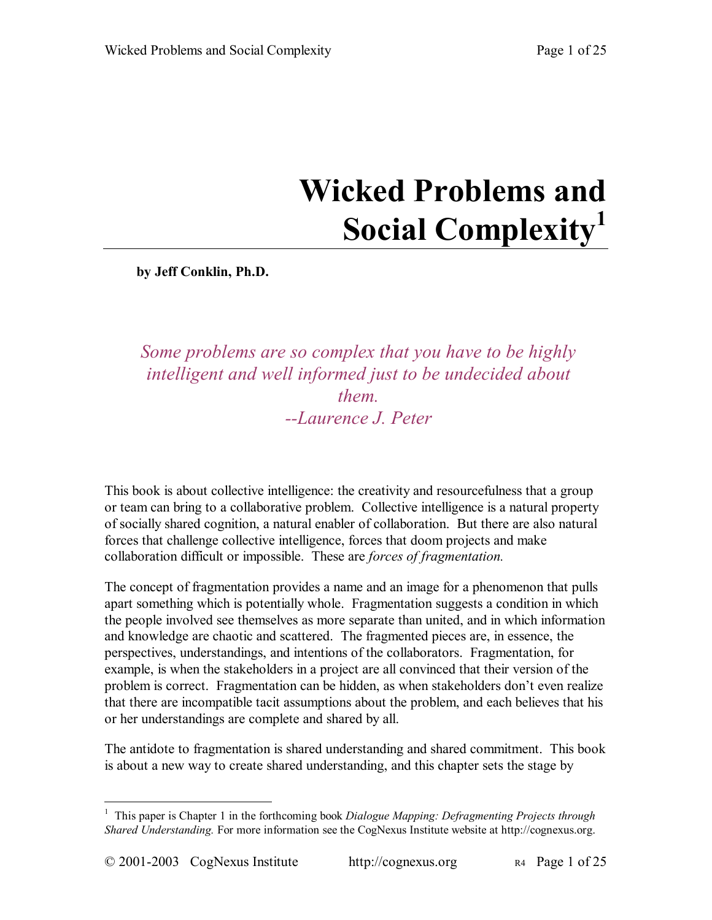# Wicked Problems and Social Complexity[1]

**by Jeff Conklin, Ph.D.**

*Some problems are so complex that you have to be highly intelligent and well informed just to be undecided about them.*
*--Laurence J. Peter*

This book is about collective intelligence: the creativity and resourcefulness that a group or team can bring to a collaborative problem. Collective intelligence is a natural property of socially shared cognition, a natural enabler of collaboration. But there are also natural forces that challenge collective intelligence, forces that doom projects and make collaboration difficult or impossible. These are *forces of fragmentation.*

The concept of fragmentation provides a name and an image for a phenomenon that pulls apart something which is potentially whole. Fragmentation suggests a condition in which the people involved see themselves as more separate than united, and in which information and knowledge are chaotic and scattered. The fragmented pieces are, in essence, the perspectives, understandings, and intentions of the collaborators. Fragmentation, for example, is when the stakeholders in a project are all convinced that their version of the problem is correct. Fragmentation can be hidden, as when stakeholders don't even realize that there are incompatible tacit assumptions about the problem, and each believes that his or her understandings are complete and shared by all.

The antidote to fragmentation is shared understanding and shared commitment. This book is about a new way to create shared understanding, and this chapter sets the stage by

---

[1] This paper is Chapter 1 in the forthcoming book *Dialogue Mapping: Defragmenting Projects through Shared Understanding.* For more information see the CogNexus Institute website at http://cognexus.org.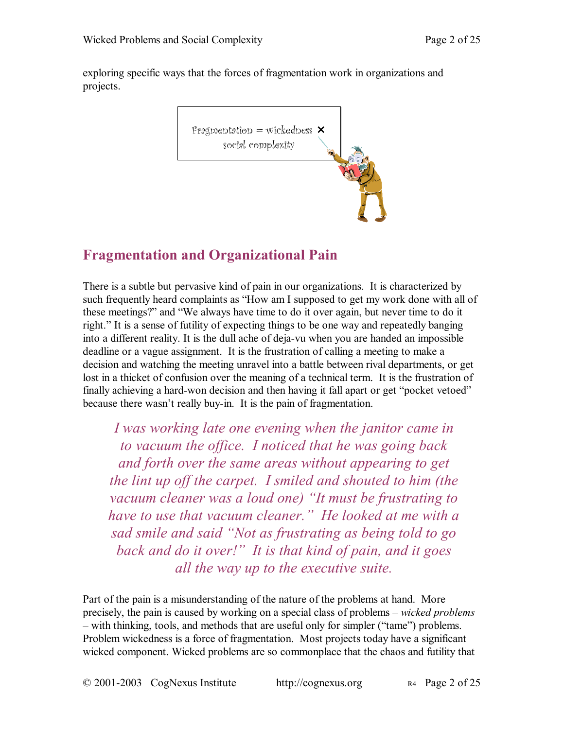exploring specific ways that the forces of fragmentation work in organizations and projects.

Fragmentation = wickedness × social complexity

## Fragmentation and Organizational Pain

There is a subtle but pervasive kind of pain in our organizations. It is characterized by such frequently heard complaints as "How am I supposed to get my work done with all of these meetings?" and "We always have time to do it over again, but never time to do it right." It is a sense of futility of expecting things to be one way and repeatedly banging into a different reality. It is the dull ache of deja-vu when you are handed an impossible deadline or a vague assignment. It is the frustration of calling a meeting to make a decision and watching the meeting unravel into a battle between rival departments, or get lost in a thicket of confusion over the meaning of a technical term. It is the frustration of finally achieving a hard-won decision and then having it fall apart or get "pocket vetoed" because there wasn't really buy-in. It is the pain of fragmentation.

*I was working late one evening when the janitor came in to vacuum the office. I noticed that he was going back and forth over the same areas without appearing to get the lint up off the carpet. I smiled and shouted to him (the vacuum cleaner was a loud one) "It must be frustrating to have to use that vacuum cleaner." He looked at me with a sad smile and said "Not as frustrating as being told to go back and do it over!" It is that kind of pain, and it goes all the way up to the executive suite.*

Part of the pain is a misunderstanding of the nature of the problems at hand. More precisely, the pain is caused by working on a special class of problems – *wicked problems* – with thinking, tools, and methods that are useful only for simpler ("tame") problems. Problem wickedness is a force of fragmentation. Most projects today have a significant wicked component. Wicked problems are so commonplace that the chaos and futility that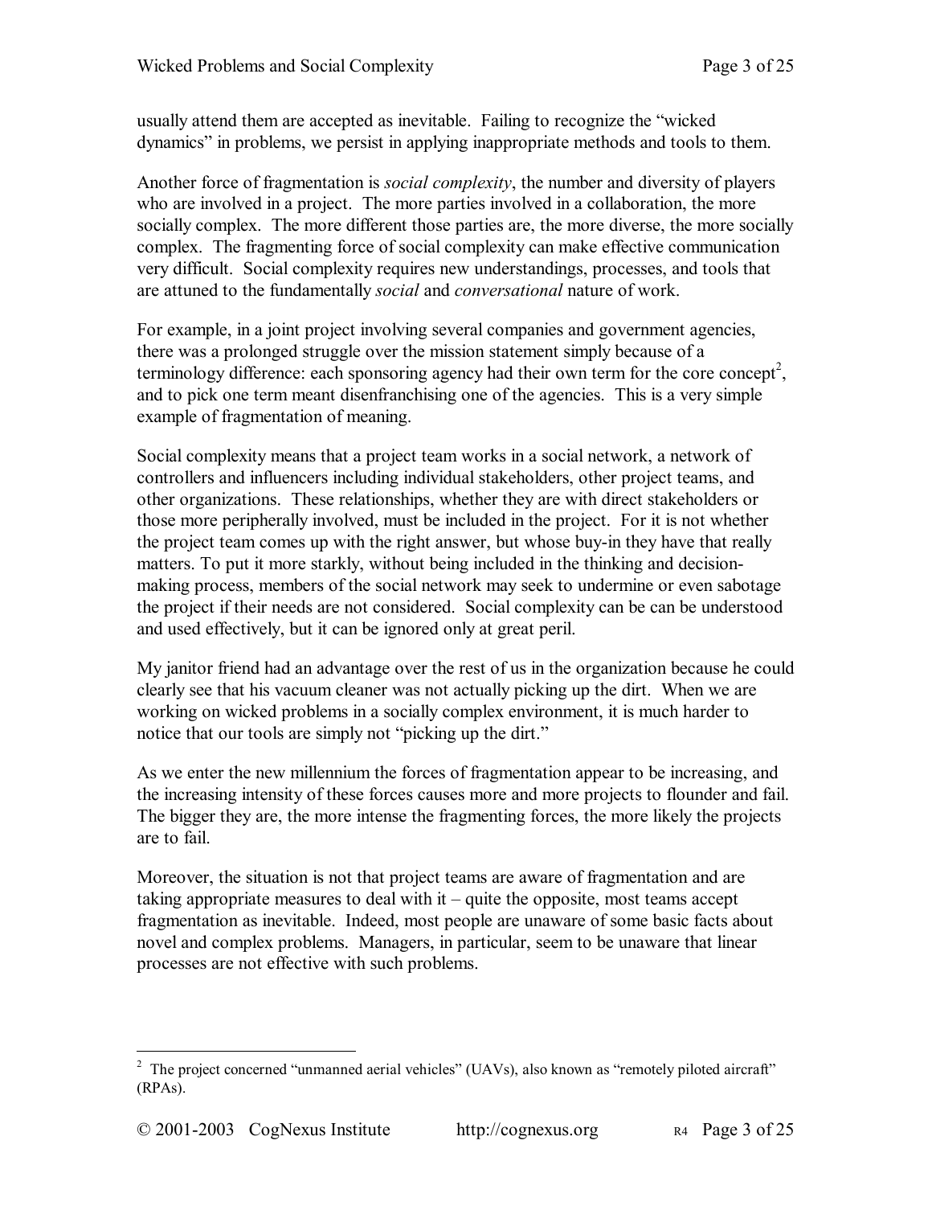usually attend them are accepted as inevitable. Failing to recognize the "wicked dynamics" in problems, we persist in applying inappropriate methods and tools to them.

Another force of fragmentation is *social complexity*, the number and diversity of players who are involved in a project. The more parties involved in a collaboration, the more socially complex. The more different those parties are, the more diverse, the more socially complex. The fragmenting force of social complexity can make effective communication very difficult. Social complexity requires new understandings, processes, and tools that are attuned to the fundamentally *social* and *conversational* nature of work.

For example, in a joint project involving several companies and government agencies, there was a prolonged struggle over the mission statement simply because of a terminology difference: each sponsoring agency had their own term for the core concept[2], and to pick one term meant disenfranchising one of the agencies. This is a very simple example of fragmentation of meaning.

Social complexity means that a project team works in a social network, a network of controllers and influencers including individual stakeholders, other project teams, and other organizations. These relationships, whether they are with direct stakeholders or those more peripherally involved, must be included in the project. For it is not whether the project team comes up with the right answer, but whose buy-in they have that really matters. To put it more starkly, without being included in the thinking and decision-making process, members of the social network may seek to undermine or even sabotage the project if their needs are not considered. Social complexity can be can be understood and used effectively, but it can be ignored only at great peril.

My janitor friend had an advantage over the rest of us in the organization because he could clearly see that his vacuum cleaner was not actually picking up the dirt. When we are working on wicked problems in a socially complex environment, it is much harder to notice that our tools are simply not "picking up the dirt."

As we enter the new millennium the forces of fragmentation appear to be increasing, and the increasing intensity of these forces causes more and more projects to flounder and fail. The bigger they are, the more intense the fragmenting forces, the more likely the projects are to fail.

Moreover, the situation is not that project teams are aware of fragmentation and are taking appropriate measures to deal with it – quite the opposite, most teams accept fragmentation as inevitable. Indeed, most people are unaware of some basic facts about novel and complex problems. Managers, in particular, seem to be unaware that linear processes are not effective with such problems.

---

[2] The project concerned "unmanned aerial vehicles" (UAVs), also known as "remotely piloted aircraft" (RPAs).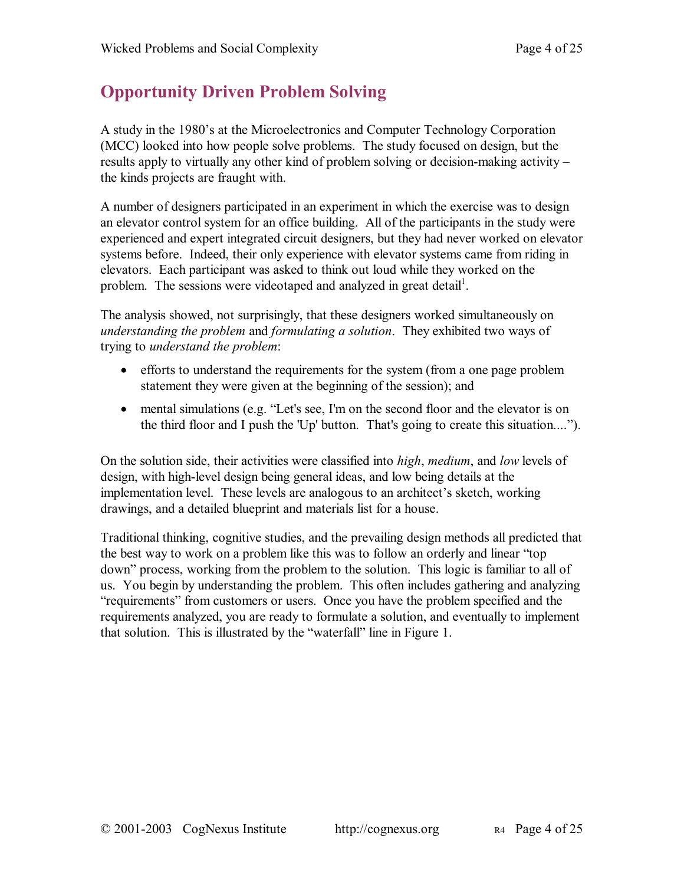## Opportunity Driven Problem Solving

A study in the 1980's at the Microelectronics and Computer Technology Corporation (MCC) looked into how people solve problems. The study focused on design, but the results apply to virtually any other kind of problem solving or decision-making activity – the kinds projects are fraught with.

A number of designers participated in an experiment in which the exercise was to design an elevator control system for an office building. All of the participants in the study were experienced and expert integrated circuit designers, but they had never worked on elevator systems before. Indeed, their only experience with elevator systems came from riding in elevators. Each participant was asked to think out loud while they worked on the problem. The sessions were videotaped and analyzed in great detail[1].

The analysis showed, not surprisingly, that these designers worked simultaneously on *understanding the problem* and *formulating a solution*. They exhibited two ways of trying to *understand the problem*:

- efforts to understand the requirements for the system (from a one page problem statement they were given at the beginning of the session); and
- mental simulations (e.g. "Let's see, I'm on the second floor and the elevator is on the third floor and I push the 'Up' button. That's going to create this situation....").

On the solution side, their activities were classified into *high*, *medium*, and *low* levels of design, with high-level design being general ideas, and low being details at the implementation level. These levels are analogous to an architect's sketch, working drawings, and a detailed blueprint and materials list for a house.

Traditional thinking, cognitive studies, and the prevailing design methods all predicted that the best way to work on a problem like this was to follow an orderly and linear "top down" process, working from the problem to the solution. This logic is familiar to all of us. You begin by understanding the problem. This often includes gathering and analyzing "requirements" from customers or users. Once you have the problem specified and the requirements analyzed, you are ready to formulate a solution, and eventually to implement that solution. This is illustrated by the "waterfall" line in Figure 1.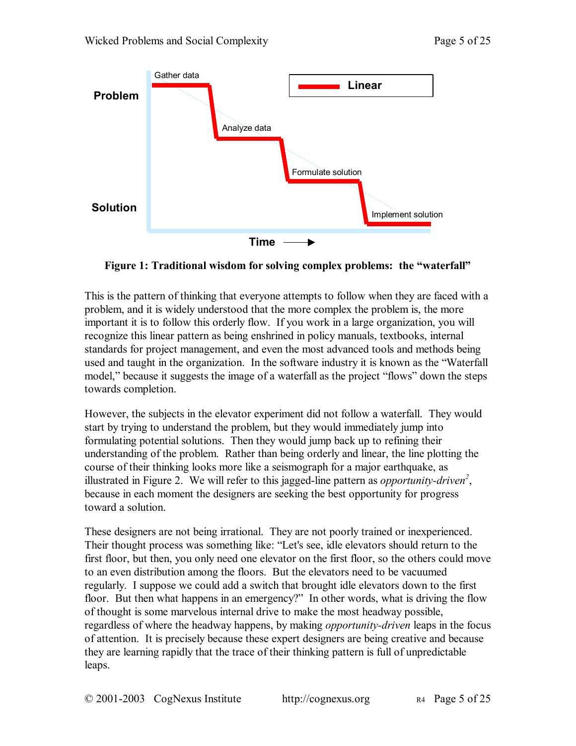**Figure 1: Traditional wisdom for solving complex problems: the "waterfall"**

This is the pattern of thinking that everyone attempts to follow when they are faced with a problem, and it is widely understood that the more complex the problem is, the more important it is to follow this orderly flow. If you work in a large organization, you will recognize this linear pattern as being enshrined in policy manuals, textbooks, internal standards for project management, and even the most advanced tools and methods being used and taught in the organization. In the software industry it is known as the "Waterfall model," because it suggests the image of a waterfall as the project "flows" down the steps towards completion.

However, the subjects in the elevator experiment did not follow a waterfall. They would start by trying to understand the problem, but they would immediately jump into formulating potential solutions. Then they would jump back up to refining their understanding of the problem. Rather than being orderly and linear, the line plotting the course of their thinking looks more like a seismograph for a major earthquake, as illustrated in Figure 2. We will refer to this jagged-line pattern as *opportunity-driven*[2], because in each moment the designers are seeking the best opportunity for progress toward a solution.

These designers are not being irrational. They are not poorly trained or inexperienced. Their thought process was something like: "Let's see, idle elevators should return to the first floor, but then, you only need one elevator on the first floor, so the others could move to an even distribution among the floors. But the elevators need to be vacuumed regularly. I suppose we could add a switch that brought idle elevators down to the first floor. But then what happens in an emergency?" In other words, what is driving the flow of thought is some marvelous internal drive to make the most headway possible, regardless of where the headway happens, by making *opportunity-driven* leaps in the focus of attention. It is precisely because these expert designers are being creative and because they are learning rapidly that the trace of their thinking pattern is full of unpredictable leaps.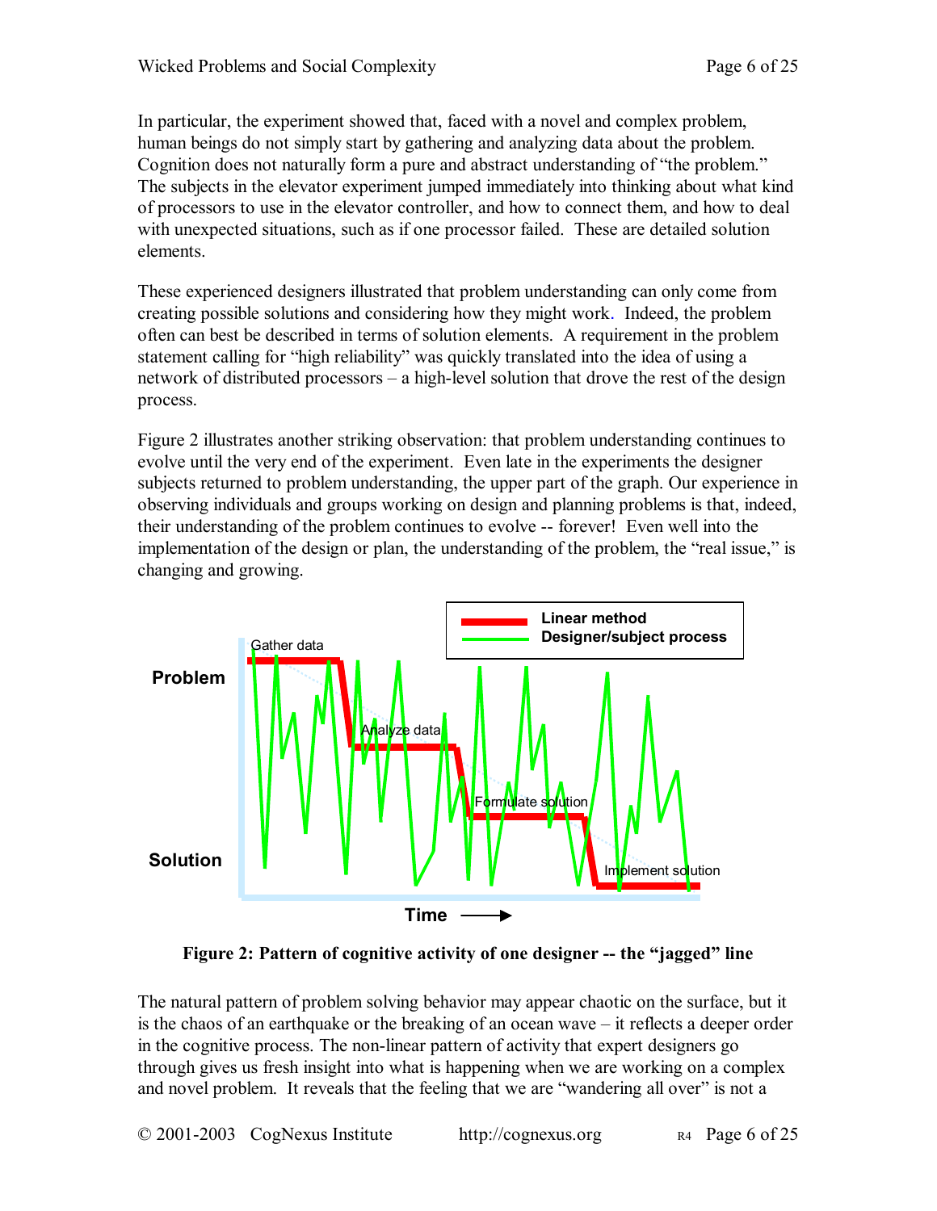In particular, the experiment showed that, faced with a novel and complex problem, human beings do not simply start by gathering and analyzing data about the problem. Cognition does not naturally form a pure and abstract understanding of "the problem." The subjects in the elevator experiment jumped immediately into thinking about what kind of processors to use in the elevator controller, and how to connect them, and how to deal with unexpected situations, such as if one processor failed. These are detailed solution elements.

These experienced designers illustrated that problem understanding can only come from creating possible solutions and considering how they might work. Indeed, the problem often can best be described in terms of solution elements. A requirement in the problem statement calling for "high reliability" was quickly translated into the idea of using a network of distributed processors – a high-level solution that drove the rest of the design process.

Figure 2 illustrates another striking observation: that problem understanding continues to evolve until the very end of the experiment. Even late in the experiments the designer subjects returned to problem understanding, the upper part of the graph. Our experience in observing individuals and groups working on design and planning problems is that, indeed, their understanding of the problem continues to evolve -- forever! Even well into the implementation of the design or plan, the understanding of the problem, the "real issue," is changing and growing.

**Figure 2: Pattern of cognitive activity of one designer -- the "jagged" line**

The natural pattern of problem solving behavior may appear chaotic on the surface, but it is the chaos of an earthquake or the breaking of an ocean wave – it reflects a deeper order in the cognitive process. The non-linear pattern of activity that expert designers go through gives us fresh insight into what is happening when we are working on a complex and novel problem. It reveals that the feeling that we are "wandering all over" is not a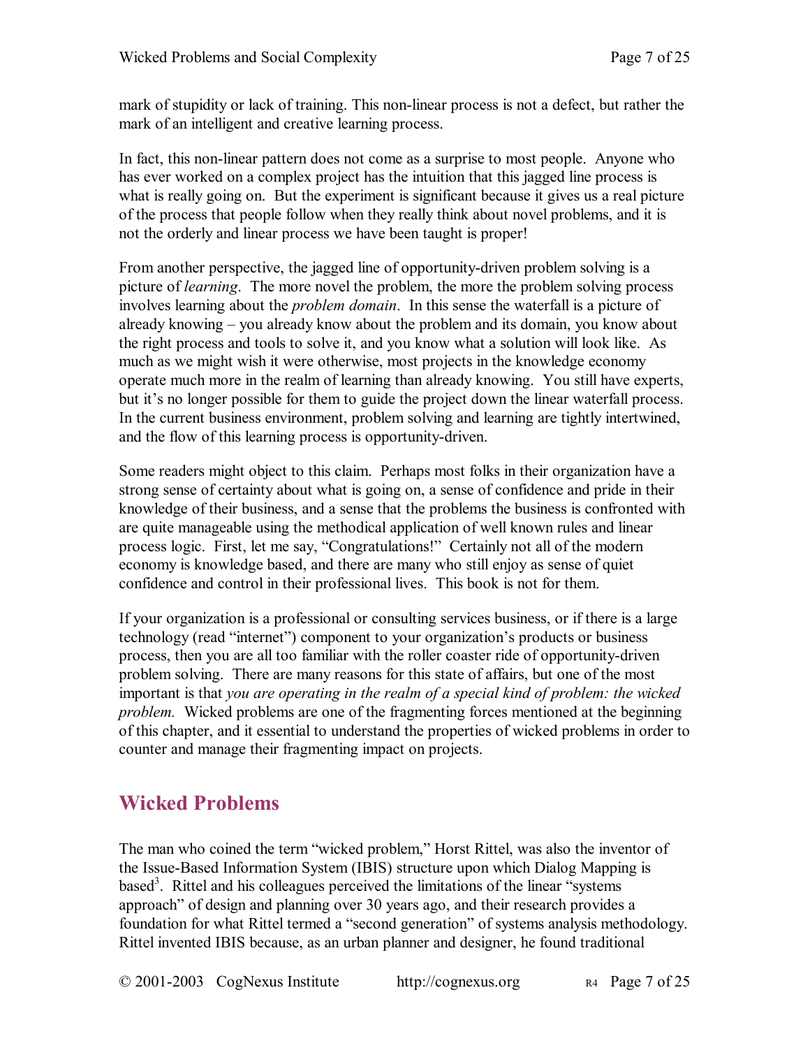mark of stupidity or lack of training. This non-linear process is not a defect, but rather the mark of an intelligent and creative learning process.

In fact, this non-linear pattern does not come as a surprise to most people. Anyone who has ever worked on a complex project has the intuition that this jagged line process is what is really going on. But the experiment is significant because it gives us a real picture of the process that people follow when they really think about novel problems, and it is not the orderly and linear process we have been taught is proper!

From another perspective, the jagged line of opportunity-driven problem solving is a picture of *learning*. The more novel the problem, the more the problem solving process involves learning about the *problem domain*. In this sense the waterfall is a picture of already knowing – you already know about the problem and its domain, you know about the right process and tools to solve it, and you know what a solution will look like. As much as we might wish it were otherwise, most projects in the knowledge economy operate much more in the realm of learning than already knowing. You still have experts, but it's no longer possible for them to guide the project down the linear waterfall process. In the current business environment, problem solving and learning are tightly intertwined, and the flow of this learning process is opportunity-driven.

Some readers might object to this claim. Perhaps most folks in their organization have a strong sense of certainty about what is going on, a sense of confidence and pride in their knowledge of their business, and a sense that the problems the business is confronted with are quite manageable using the methodical application of well known rules and linear process logic. First, let me say, "Congratulations!" Certainly not all of the modern economy is knowledge based, and there are many who still enjoy as sense of quiet confidence and control in their professional lives. This book is not for them.

If your organization is a professional or consulting services business, or if there is a large technology (read "internet") component to your organization's products or business process, then you are all too familiar with the roller coaster ride of opportunity-driven problem solving. There are many reasons for this state of affairs, but one of the most important is that *you are operating in the realm of a special kind of problem: the wicked problem.* Wicked problems are one of the fragmenting forces mentioned at the beginning of this chapter, and it essential to understand the properties of wicked problems in order to counter and manage their fragmenting impact on projects.

## Wicked Problems

The man who coined the term "wicked problem," Horst Rittel, was also the inventor of the Issue-Based Information System (IBIS) structure upon which Dialog Mapping is based[3]. Rittel and his colleagues perceived the limitations of the linear "systems approach" of design and planning over 30 years ago, and their research provides a foundation for what Rittel termed a "second generation" of systems analysis methodology. Rittel invented IBIS because, as an urban planner and designer, he found traditional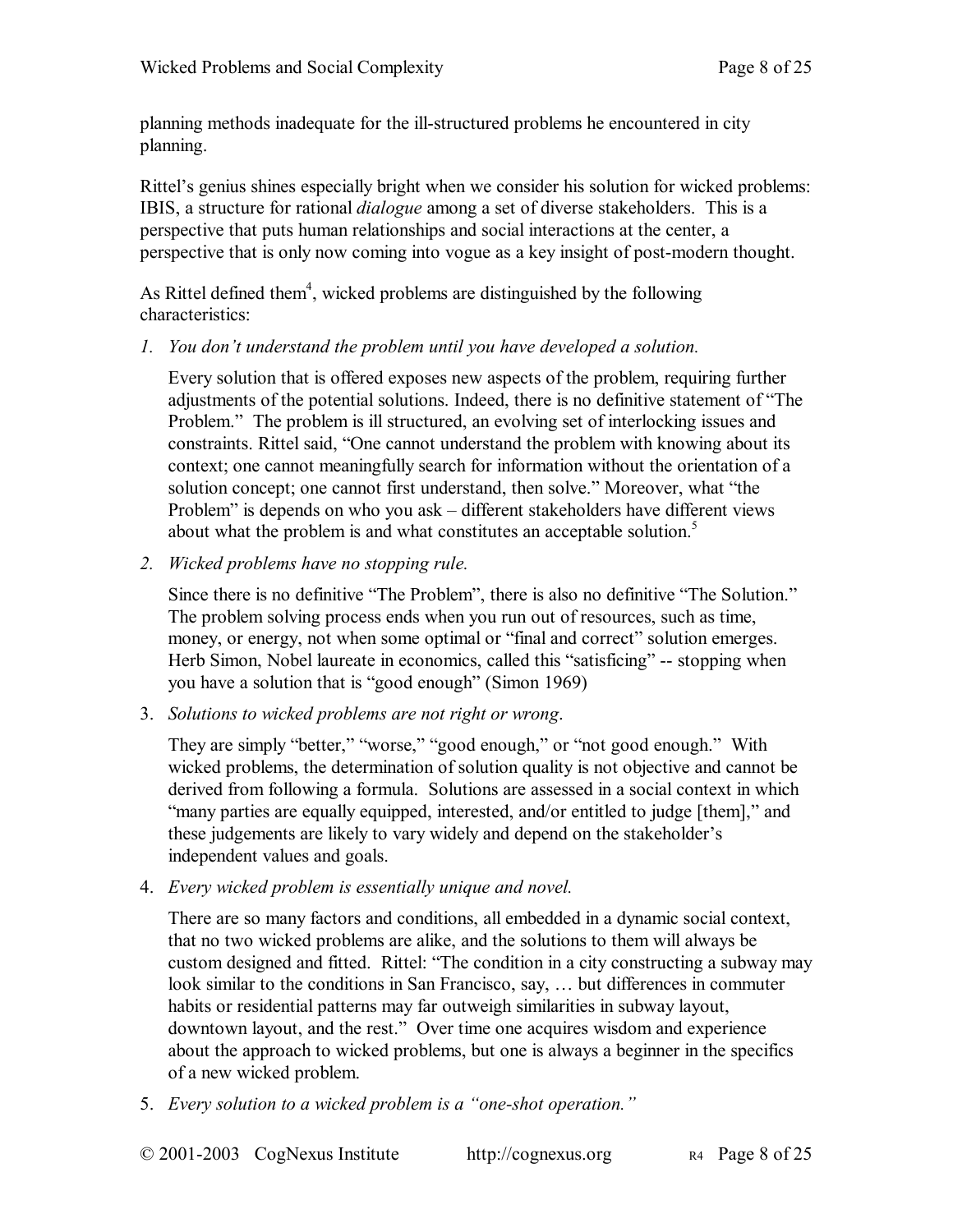planning methods inadequate for the ill-structured problems he encountered in city planning.

Rittel's genius shines especially bright when we consider his solution for wicked problems: IBIS, a structure for rational *dialogue* among a set of diverse stakeholders. This is a perspective that puts human relationships and social interactions at the center, a perspective that is only now coming into vogue as a key insight of post-modern thought.

As Rittel defined them[4], wicked problems are distinguished by the following characteristics:

1. *You don't understand the problem until you have developed a solution.*

   Every solution that is offered exposes new aspects of the problem, requiring further adjustments of the potential solutions. Indeed, there is no definitive statement of "The Problem." The problem is ill structured, an evolving set of interlocking issues and constraints. Rittel said, "One cannot understand the problem with knowing about its context; one cannot meaningfully search for information without the orientation of a solution concept; one cannot first understand, then solve." Moreover, what "the Problem" is depends on who you ask – different stakeholders have different views about what the problem is and what constitutes an acceptable solution.[5]

2. *Wicked problems have no stopping rule.*

   Since there is no definitive "The Problem", there is also no definitive "The Solution." The problem solving process ends when you run out of resources, such as time, money, or energy, not when some optimal or "final and correct" solution emerges. Herb Simon, Nobel laureate in economics, called this "satisficing" -- stopping when you have a solution that is "good enough" (Simon 1969)

3. *Solutions to wicked problems are not right or wrong*.

   They are simply "better," "worse," "good enough," or "not good enough." With wicked problems, the determination of solution quality is not objective and cannot be derived from following a formula. Solutions are assessed in a social context in which "many parties are equally equipped, interested, and/or entitled to judge [them]," and these judgements are likely to vary widely and depend on the stakeholder's independent values and goals.

4. *Every wicked problem is essentially unique and novel.*

   There are so many factors and conditions, all embedded in a dynamic social context, that no two wicked problems are alike, and the solutions to them will always be custom designed and fitted. Rittel: "The condition in a city constructing a subway may look similar to the conditions in San Francisco, say, … but differences in commuter habits or residential patterns may far outweigh similarities in subway layout, downtown layout, and the rest." Over time one acquires wisdom and experience about the approach to wicked problems, but one is always a beginner in the specifics of a new wicked problem.

5. *Every solution to a wicked problem is a "one-shot operation."*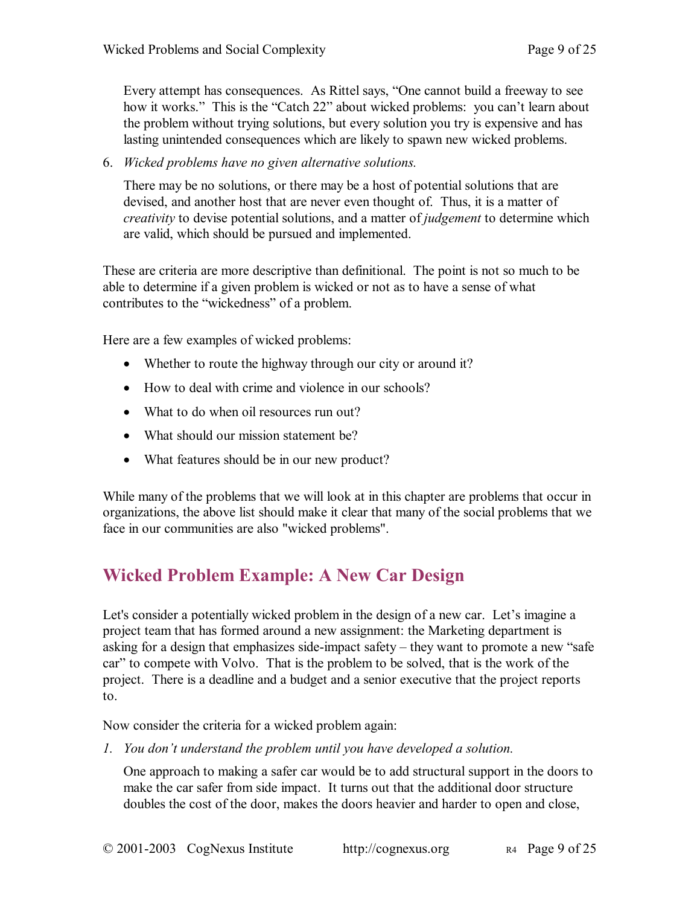Every attempt has consequences. As Rittel says, "One cannot build a freeway to see how it works." This is the "Catch 22" about wicked problems: you can't learn about the problem without trying solutions, but every solution you try is expensive and has lasting unintended consequences which are likely to spawn new wicked problems.

6. *Wicked problems have no given alternative solutions.*

   There may be no solutions, or there may be a host of potential solutions that are devised, and another host that are never even thought of. Thus, it is a matter of *creativity* to devise potential solutions, and a matter of *judgement* to determine which are valid, which should be pursued and implemented.

These are criteria are more descriptive than definitional. The point is not so much to be able to determine if a given problem is wicked or not as to have a sense of what contributes to the "wickedness" of a problem.

Here are a few examples of wicked problems:

- Whether to route the highway through our city or around it?
- How to deal with crime and violence in our schools?
- What to do when oil resources run out?
- What should our mission statement be?
- What features should be in our new product?

While many of the problems that we will look at in this chapter are problems that occur in organizations, the above list should make it clear that many of the social problems that we face in our communities are also "wicked problems".

## Wicked Problem Example: A New Car Design

Let's consider a potentially wicked problem in the design of a new car. Let's imagine a project team that has formed around a new assignment: the Marketing department is asking for a design that emphasizes side-impact safety – they want to promote a new "safe car" to compete with Volvo. That is the problem to be solved, that is the work of the project. There is a deadline and a budget and a senior executive that the project reports to.

Now consider the criteria for a wicked problem again:

1. *You don't understand the problem until you have developed a solution.*

   One approach to making a safer car would be to add structural support in the doors to make the car safer from side impact. It turns out that the additional door structure doubles the cost of the door, makes the doors heavier and harder to open and close,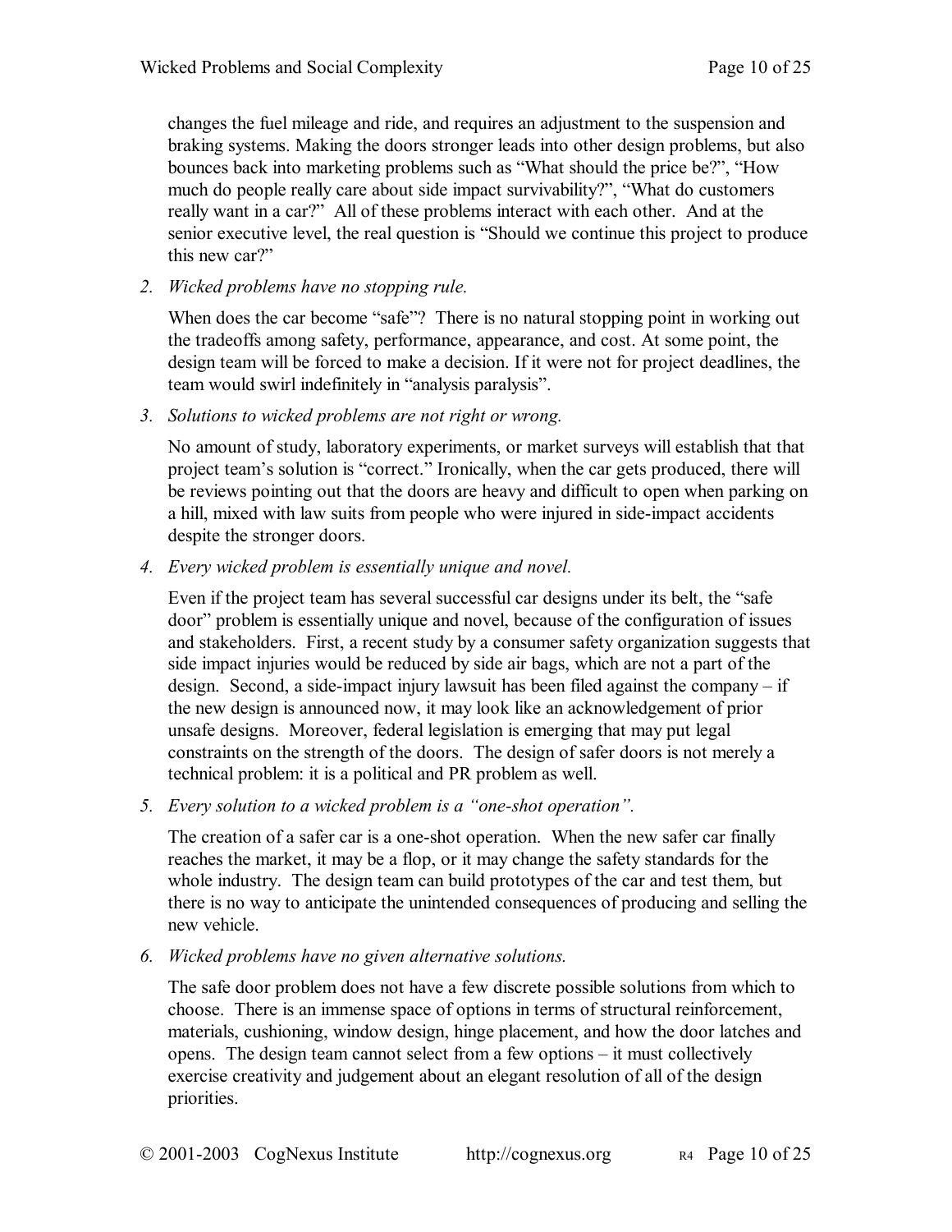changes the fuel mileage and ride, and requires an adjustment to the suspension and braking systems. Making the doors stronger leads into other design problems, but also bounces back into marketing problems such as "What should the price be?", "How much do people really care about side impact survivability?", "What do customers really want in a car?" All of these problems interact with each other. And at the senior executive level, the real question is "Should we continue this project to produce this new car?"

2. *Wicked problems have no stopping rule.*

   When does the car become "safe"? There is no natural stopping point in working out the tradeoffs among safety, performance, appearance, and cost. At some point, the design team will be forced to make a decision. If it were not for project deadlines, the team would swirl indefinitely in "analysis paralysis".

3. *Solutions to wicked problems are not right or wrong.*

   No amount of study, laboratory experiments, or market surveys will establish that that project team's solution is "correct." Ironically, when the car gets produced, there will be reviews pointing out that the doors are heavy and difficult to open when parking on a hill, mixed with law suits from people who were injured in side-impact accidents despite the stronger doors.

4. *Every wicked problem is essentially unique and novel.*

   Even if the project team has several successful car designs under its belt, the "safe door" problem is essentially unique and novel, because of the configuration of issues and stakeholders. First, a recent study by a consumer safety organization suggests that side impact injuries would be reduced by side air bags, which are not a part of the design. Second, a side-impact injury lawsuit has been filed against the company – if the new design is announced now, it may look like an acknowledgement of prior unsafe designs. Moreover, federal legislation is emerging that may put legal constraints on the strength of the doors. The design of safer doors is not merely a technical problem: it is a political and PR problem as well.

5. *Every solution to a wicked problem is a "one-shot operation".*

   The creation of a safer car is a one-shot operation. When the new safer car finally reaches the market, it may be a flop, or it may change the safety standards for the whole industry. The design team can build prototypes of the car and test them, but there is no way to anticipate the unintended consequences of producing and selling the new vehicle.

6. *Wicked problems have no given alternative solutions.*

   The safe door problem does not have a few discrete possible solutions from which to choose. There is an immense space of options in terms of structural reinforcement, materials, cushioning, window design, hinge placement, and how the door latches and opens. The design team cannot select from a few options – it must collectively exercise creativity and judgement about an elegant resolution of all of the design priorities.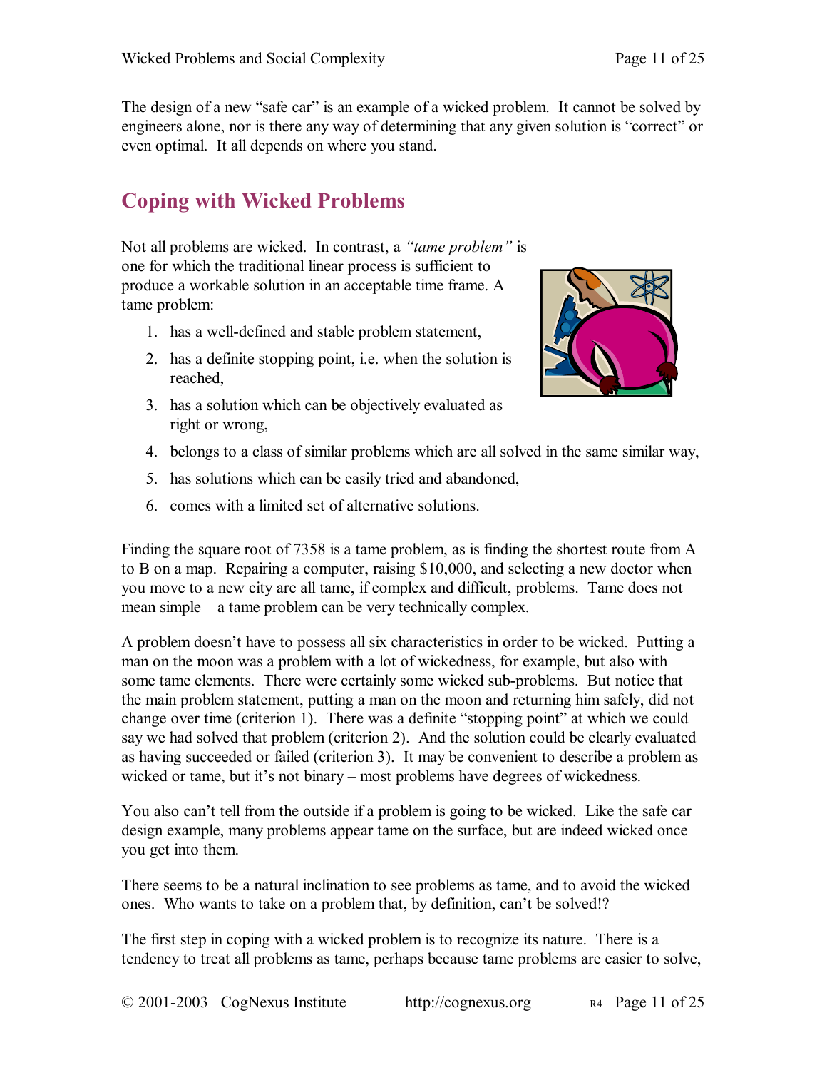The design of a new "safe car" is an example of a wicked problem. It cannot be solved by engineers alone, nor is there any way of determining that any given solution is "correct" or even optimal. It all depends on where you stand.

## Coping with Wicked Problems

Not all problems are wicked. In contrast, a *"tame problem"* is one for which the traditional linear process is sufficient to produce a workable solution in an acceptable time frame. A tame problem:

1. has a well-defined and stable problem statement,
2. has a definite stopping point, i.e. when the solution is reached,
3. has a solution which can be objectively evaluated as right or wrong,
4. belongs to a class of similar problems which are all solved in the same similar way,
5. has solutions which can be easily tried and abandoned,
6. comes with a limited set of alternative solutions.

Finding the square root of 7358 is a tame problem, as is finding the shortest route from A to B on a map. Repairing a computer, raising $10,000, and selecting a new doctor when you move to a new city are all tame, if complex and difficult, problems. Tame does not mean simple – a tame problem can be very technically complex.

A problem doesn't have to possess all six characteristics in order to be wicked. Putting a man on the moon was a problem with a lot of wickedness, for example, but also with some tame elements. There were certainly some wicked sub-problems. But notice that the main problem statement, putting a man on the moon and returning him safely, did not change over time (criterion 1). There was a definite "stopping point" at which we could say we had solved that problem (criterion 2). And the solution could be clearly evaluated as having succeeded or failed (criterion 3). It may be convenient to describe a problem as wicked or tame, but it's not binary – most problems have degrees of wickedness.

You also can't tell from the outside if a problem is going to be wicked. Like the safe car design example, many problems appear tame on the surface, but are indeed wicked once you get into them.

There seems to be a natural inclination to see problems as tame, and to avoid the wicked ones. Who wants to take on a problem that, by definition, can't be solved!?

The first step in coping with a wicked problem is to recognize its nature. There is a tendency to treat all problems as tame, perhaps because tame problems are easier to solve,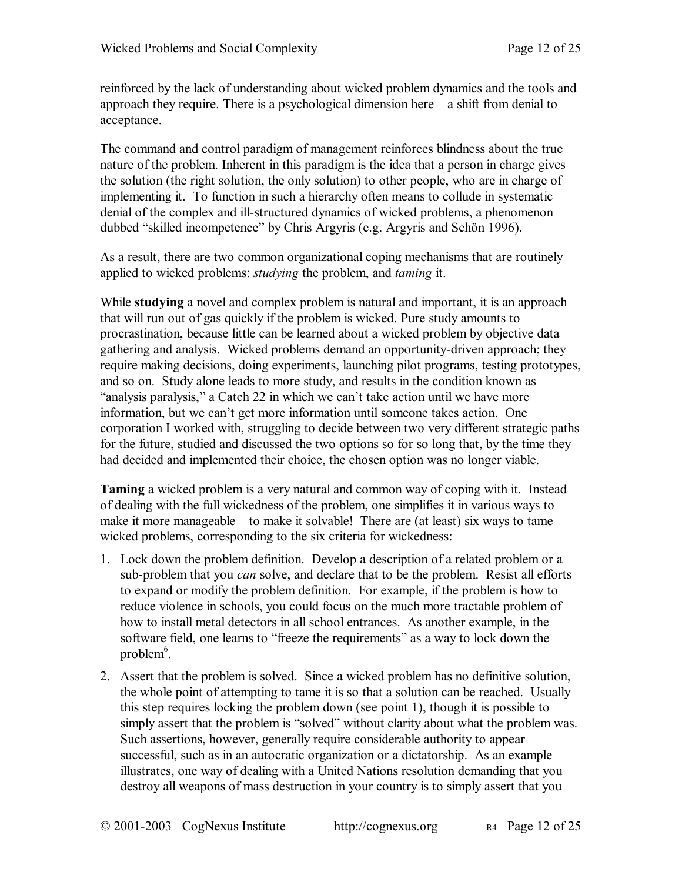reinforced by the lack of understanding about wicked problem dynamics and the tools and approach they require. There is a psychological dimension here – a shift from denial to acceptance.

The command and control paradigm of management reinforces blindness about the true nature of the problem. Inherent in this paradigm is the idea that a person in charge gives the solution (the right solution, the only solution) to other people, who are in charge of implementing it. To function in such a hierarchy often means to collude in systematic denial of the complex and ill-structured dynamics of wicked problems, a phenomenon dubbed "skilled incompetence" by Chris Argyris (e.g. Argyris and Schön 1996).

As a result, there are two common organizational coping mechanisms that are routinely applied to wicked problems: *studying* the problem, and *taming* it.

While **studying** a novel and complex problem is natural and important, it is an approach that will run out of gas quickly if the problem is wicked. Pure study amounts to procrastination, because little can be learned about a wicked problem by objective data gathering and analysis. Wicked problems demand an opportunity-driven approach; they require making decisions, doing experiments, launching pilot programs, testing prototypes, and so on. Study alone leads to more study, and results in the condition known as "analysis paralysis," a Catch 22 in which we can't take action until we have more information, but we can't get more information until someone takes action. One corporation I worked with, struggling to decide between two very different strategic paths for the future, studied and discussed the two options so for so long that, by the time they had decided and implemented their choice, the chosen option was no longer viable.

**Taming** a wicked problem is a very natural and common way of coping with it. Instead of dealing with the full wickedness of the problem, one simplifies it in various ways to make it more manageable – to make it solvable! There are (at least) six ways to tame wicked problems, corresponding to the six criteria for wickedness:

1. Lock down the problem definition. Develop a description of a related problem or a sub-problem that you *can* solve, and declare that to be the problem. Resist all efforts to expand or modify the problem definition. For example, if the problem is how to reduce violence in schools, you could focus on the much more tractable problem of how to install metal detectors in all school entrances. As another example, in the software field, one learns to "freeze the requirements" as a way to lock down the problem[6].
2. Assert that the problem is solved. Since a wicked problem has no definitive solution, the whole point of attempting to tame it is so that a solution can be reached. Usually this step requires locking the problem down (see point 1), though it is possible to simply assert that the problem is "solved" without clarity about what the problem was. Such assertions, however, generally require considerable authority to appear successful, such as in an autocratic organization or a dictatorship. As an example illustrates, one way of dealing with a United Nations resolution demanding that you destroy all weapons of mass destruction in your country is to simply assert that you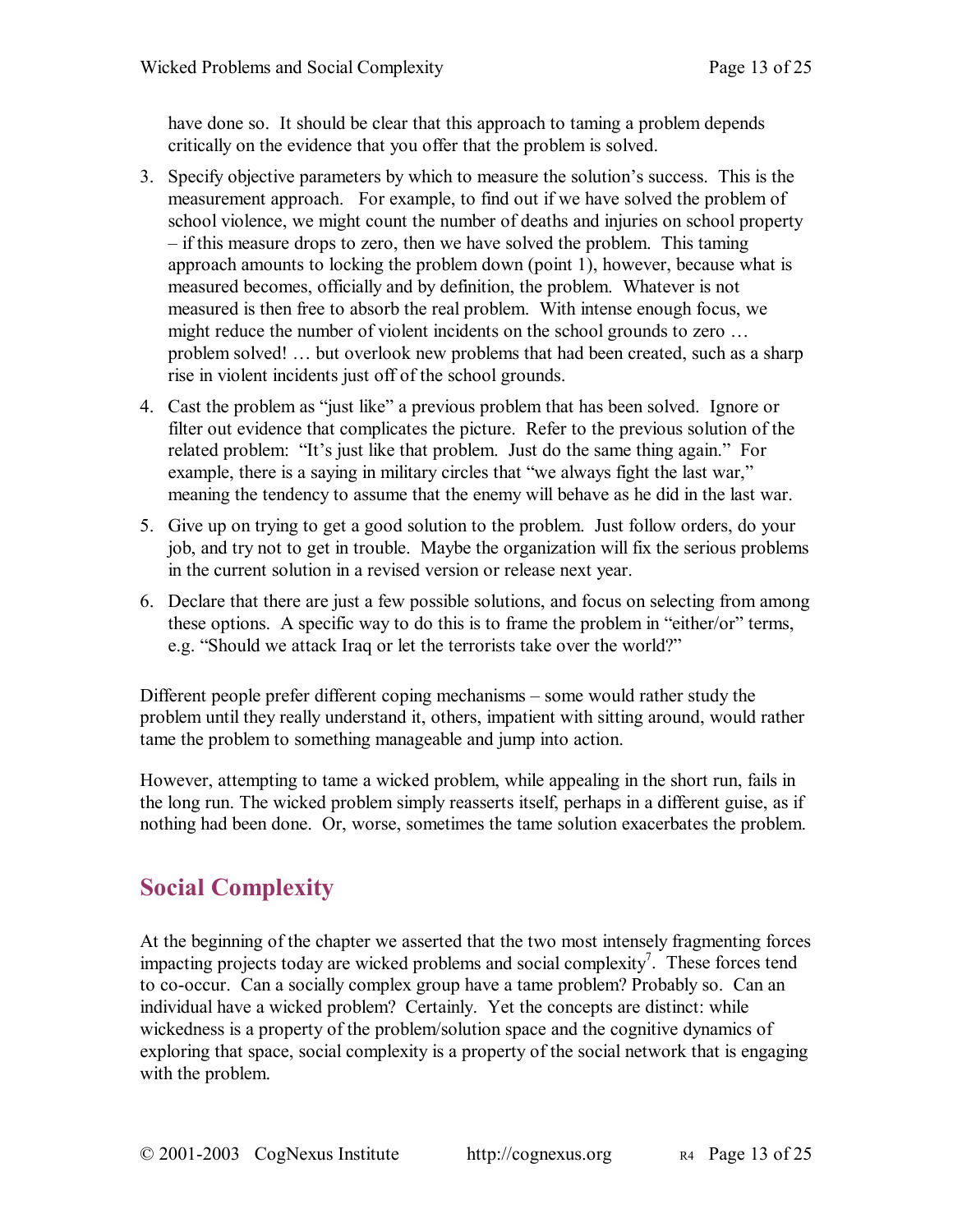have done so. It should be clear that this approach to taming a problem depends critically on the evidence that you offer that the problem is solved.

3. Specify objective parameters by which to measure the solution's success. This is the measurement approach. For example, to find out if we have solved the problem of school violence, we might count the number of deaths and injuries on school property – if this measure drops to zero, then we have solved the problem. This taming approach amounts to locking the problem down (point 1), however, because what is measured becomes, officially and by definition, the problem. Whatever is not measured is then free to absorb the real problem. With intense enough focus, we might reduce the number of violent incidents on the school grounds to zero … problem solved! … but overlook new problems that had been created, such as a sharp rise in violent incidents just off of the school grounds.
4. Cast the problem as "just like" a previous problem that has been solved. Ignore or filter out evidence that complicates the picture. Refer to the previous solution of the related problem: "It's just like that problem. Just do the same thing again." For example, there is a saying in military circles that "we always fight the last war," meaning the tendency to assume that the enemy will behave as he did in the last war.
5. Give up on trying to get a good solution to the problem. Just follow orders, do your job, and try not to get in trouble. Maybe the organization will fix the serious problems in the current solution in a revised version or release next year.
6. Declare that there are just a few possible solutions, and focus on selecting from among these options. A specific way to do this is to frame the problem in "either/or" terms, e.g. "Should we attack Iraq or let the terrorists take over the world?"

Different people prefer different coping mechanisms – some would rather study the problem until they really understand it, others, impatient with sitting around, would rather tame the problem to something manageable and jump into action.

However, attempting to tame a wicked problem, while appealing in the short run, fails in the long run. The wicked problem simply reasserts itself, perhaps in a different guise, as if nothing had been done. Or, worse, sometimes the tame solution exacerbates the problem.

## Social Complexity

At the beginning of the chapter we asserted that the two most intensely fragmenting forces impacting projects today are wicked problems and social complexity[7]. These forces tend to co-occur. Can a socially complex group have a tame problem? Probably so. Can an individual have a wicked problem? Certainly. Yet the concepts are distinct: while wickedness is a property of the problem/solution space and the cognitive dynamics of exploring that space, social complexity is a property of the social network that is engaging with the problem.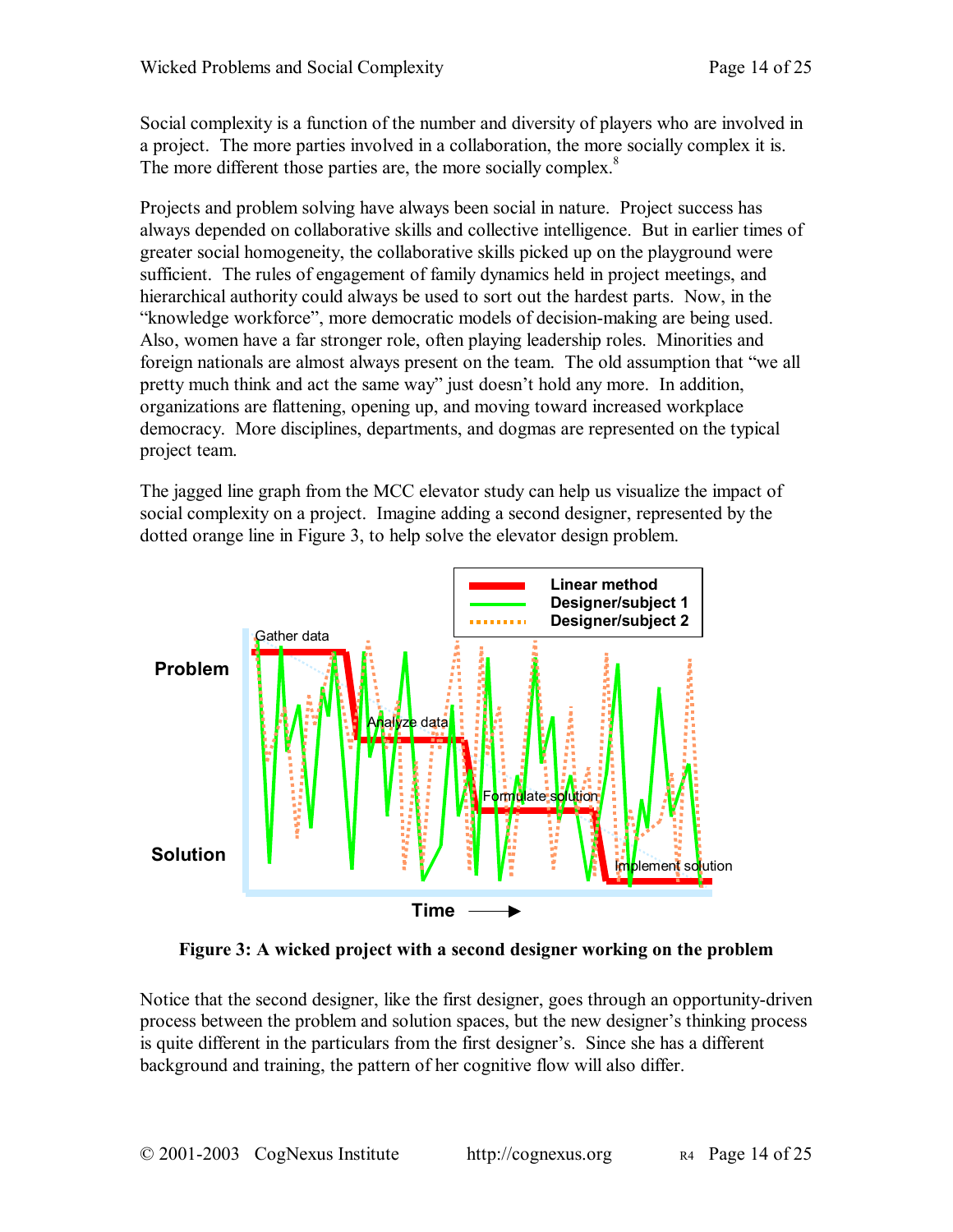Social complexity is a function of the number and diversity of players who are involved in a project. The more parties involved in a collaboration, the more socially complex it is. The more different those parties are, the more socially complex.[8]

Projects and problem solving have always been social in nature. Project success has always depended on collaborative skills and collective intelligence. But in earlier times of greater social homogeneity, the collaborative skills picked up on the playground were sufficient. The rules of engagement of family dynamics held in project meetings, and hierarchical authority could always be used to sort out the hardest parts. Now, in the "knowledge workforce", more democratic models of decision-making are being used. Also, women have a far stronger role, often playing leadership roles. Minorities and foreign nationals are almost always present on the team. The old assumption that "we all pretty much think and act the same way" just doesn't hold any more. In addition, organizations are flattening, opening up, and moving toward increased workplace democracy. More disciplines, departments, and dogmas are represented on the typical project team.

The jagged line graph from the MCC elevator study can help us visualize the impact of social complexity on a project. Imagine adding a second designer, represented by the dotted orange line in Figure 3, to help solve the elevator design problem.

**Figure 3: A wicked project with a second designer working on the problem**

Notice that the second designer, like the first designer, goes through an opportunity-driven process between the problem and solution spaces, but the new designer's thinking process is quite different in the particulars from the first designer's. Since she has a different background and training, the pattern of her cognitive flow will also differ.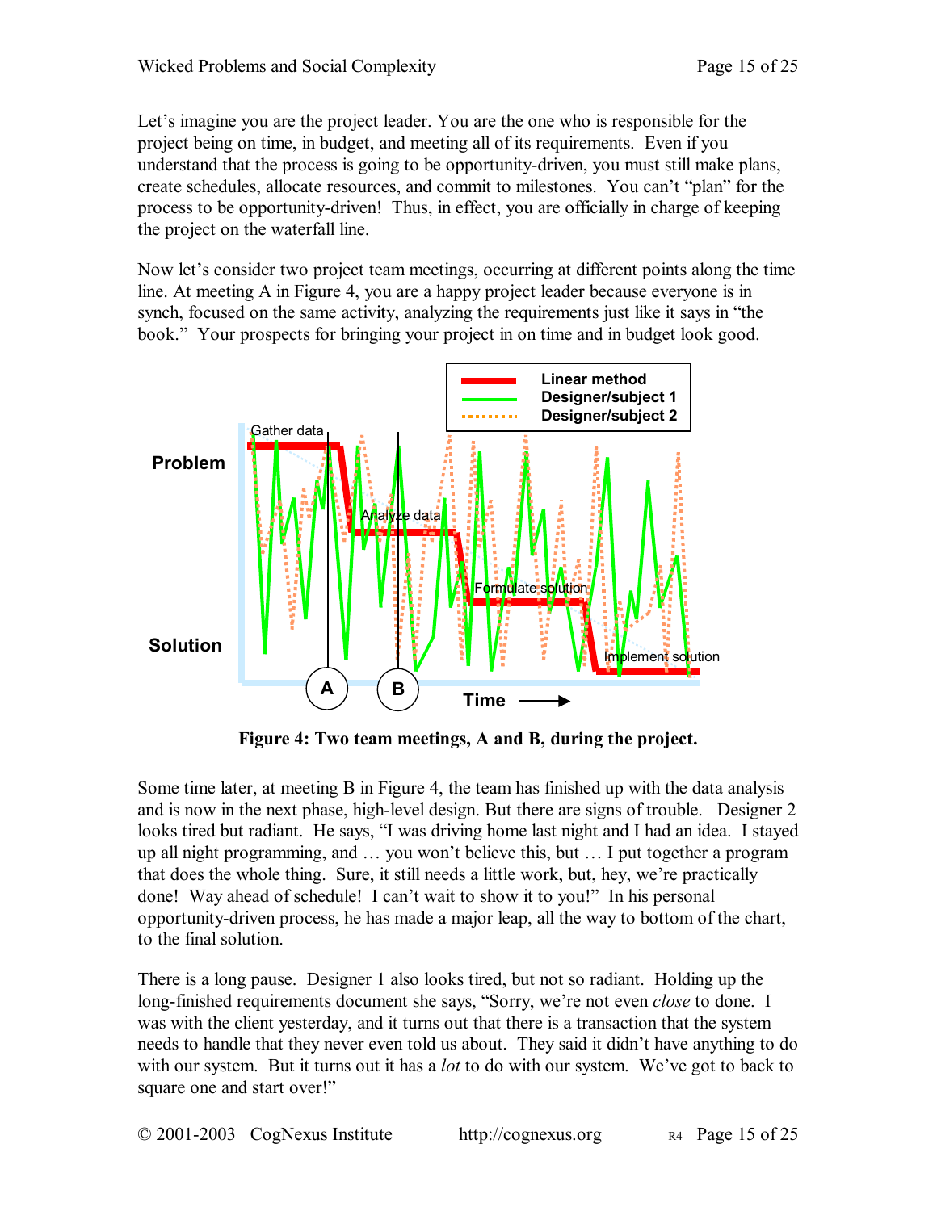Let's imagine you are the project leader. You are the one who is responsible for the project being on time, in budget, and meeting all of its requirements. Even if you understand that the process is going to be opportunity-driven, you must still make plans, create schedules, allocate resources, and commit to milestones. You can't "plan" for the process to be opportunity-driven! Thus, in effect, you are officially in charge of keeping the project on the waterfall line.

Now let's consider two project team meetings, occurring at different points along the time line. At meeting A in Figure 4, you are a happy project leader because everyone is in synch, focused on the same activity, analyzing the requirements just like it says in "the book." Your prospects for bringing your project in on time and in budget look good.

**Figure 4: Two team meetings, A and B, during the project.**

Some time later, at meeting B in Figure 4, the team has finished up with the data analysis and is now in the next phase, high-level design. But there are signs of trouble. Designer 2 looks tired but radiant. He says, "I was driving home last night and I had an idea. I stayed up all night programming, and … you won't believe this, but … I put together a program that does the whole thing. Sure, it still needs a little work, but, hey, we're practically done! Way ahead of schedule! I can't wait to show it to you!" In his personal opportunity-driven process, he has made a major leap, all the way to bottom of the chart, to the final solution.

There is a long pause. Designer 1 also looks tired, but not so radiant. Holding up the long-finished requirements document she says, "Sorry, we're not even *close* to done. I was with the client yesterday, and it turns out that there is a transaction that the system needs to handle that they never even told us about. They said it didn't have anything to do with our system. But it turns out it has a *lot* to do with our system. We've got to back to square one and start over!"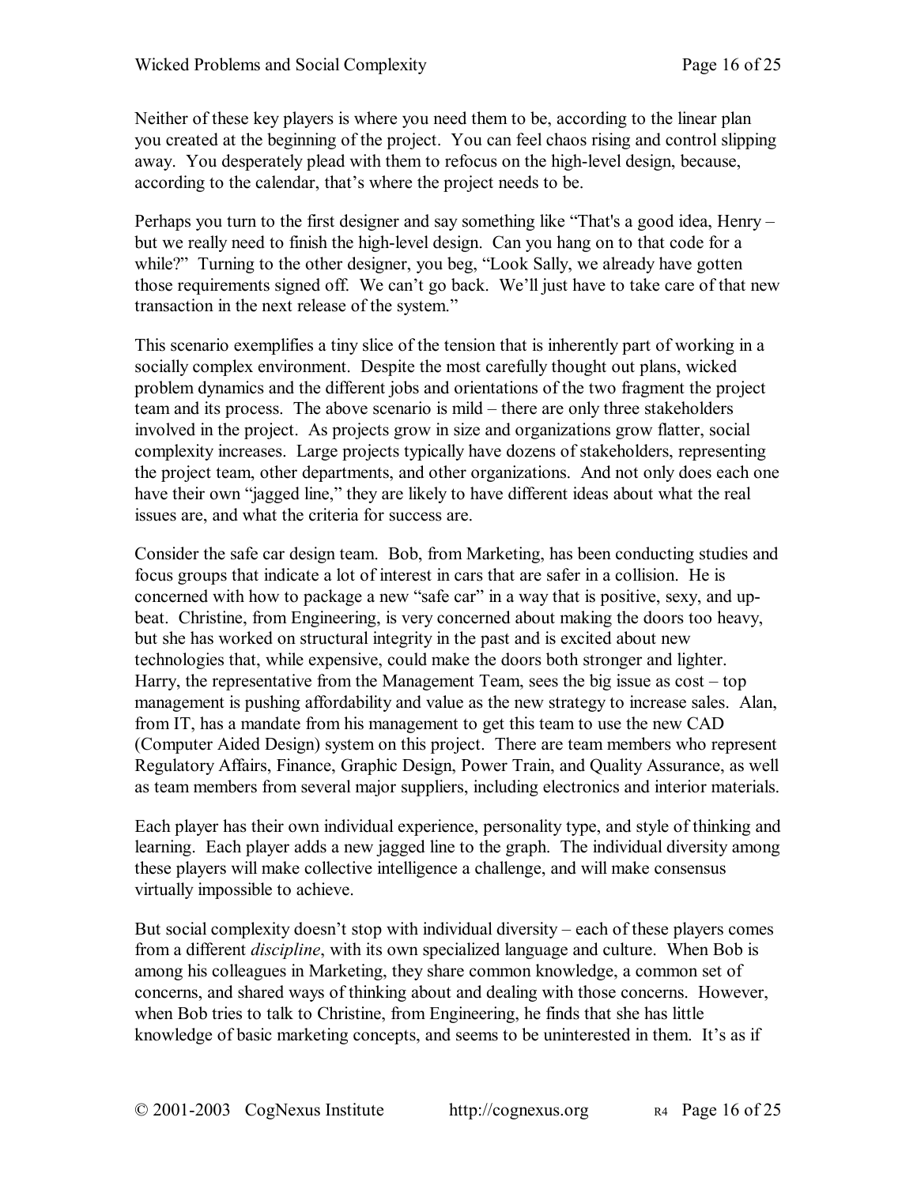Neither of these key players is where you need them to be, according to the linear plan you created at the beginning of the project. You can feel chaos rising and control slipping away. You desperately plead with them to refocus on the high-level design, because, according to the calendar, that's where the project needs to be.

Perhaps you turn to the first designer and say something like "That's a good idea, Henry – but we really need to finish the high-level design. Can you hang on to that code for a while?" Turning to the other designer, you beg, "Look Sally, we already have gotten those requirements signed off. We can't go back. We'll just have to take care of that new transaction in the next release of the system."

This scenario exemplifies a tiny slice of the tension that is inherently part of working in a socially complex environment. Despite the most carefully thought out plans, wicked problem dynamics and the different jobs and orientations of the two fragment the project team and its process. The above scenario is mild – there are only three stakeholders involved in the project. As projects grow in size and organizations grow flatter, social complexity increases. Large projects typically have dozens of stakeholders, representing the project team, other departments, and other organizations. And not only does each one have their own "jagged line," they are likely to have different ideas about what the real issues are, and what the criteria for success are.

Consider the safe car design team. Bob, from Marketing, has been conducting studies and focus groups that indicate a lot of interest in cars that are safer in a collision. He is concerned with how to package a new "safe car" in a way that is positive, sexy, and up-beat. Christine, from Engineering, is very concerned about making the doors too heavy, but she has worked on structural integrity in the past and is excited about new technologies that, while expensive, could make the doors both stronger and lighter. Harry, the representative from the Management Team, sees the big issue as cost – top management is pushing affordability and value as the new strategy to increase sales. Alan, from IT, has a mandate from his management to get this team to use the new CAD (Computer Aided Design) system on this project. There are team members who represent Regulatory Affairs, Finance, Graphic Design, Power Train, and Quality Assurance, as well as team members from several major suppliers, including electronics and interior materials.

Each player has their own individual experience, personality type, and style of thinking and learning. Each player adds a new jagged line to the graph. The individual diversity among these players will make collective intelligence a challenge, and will make consensus virtually impossible to achieve.

But social complexity doesn't stop with individual diversity – each of these players comes from a different *discipline*, with its own specialized language and culture. When Bob is among his colleagues in Marketing, they share common knowledge, a common set of concerns, and shared ways of thinking about and dealing with those concerns. However, when Bob tries to talk to Christine, from Engineering, he finds that she has little knowledge of basic marketing concepts, and seems to be uninterested in them. It's as if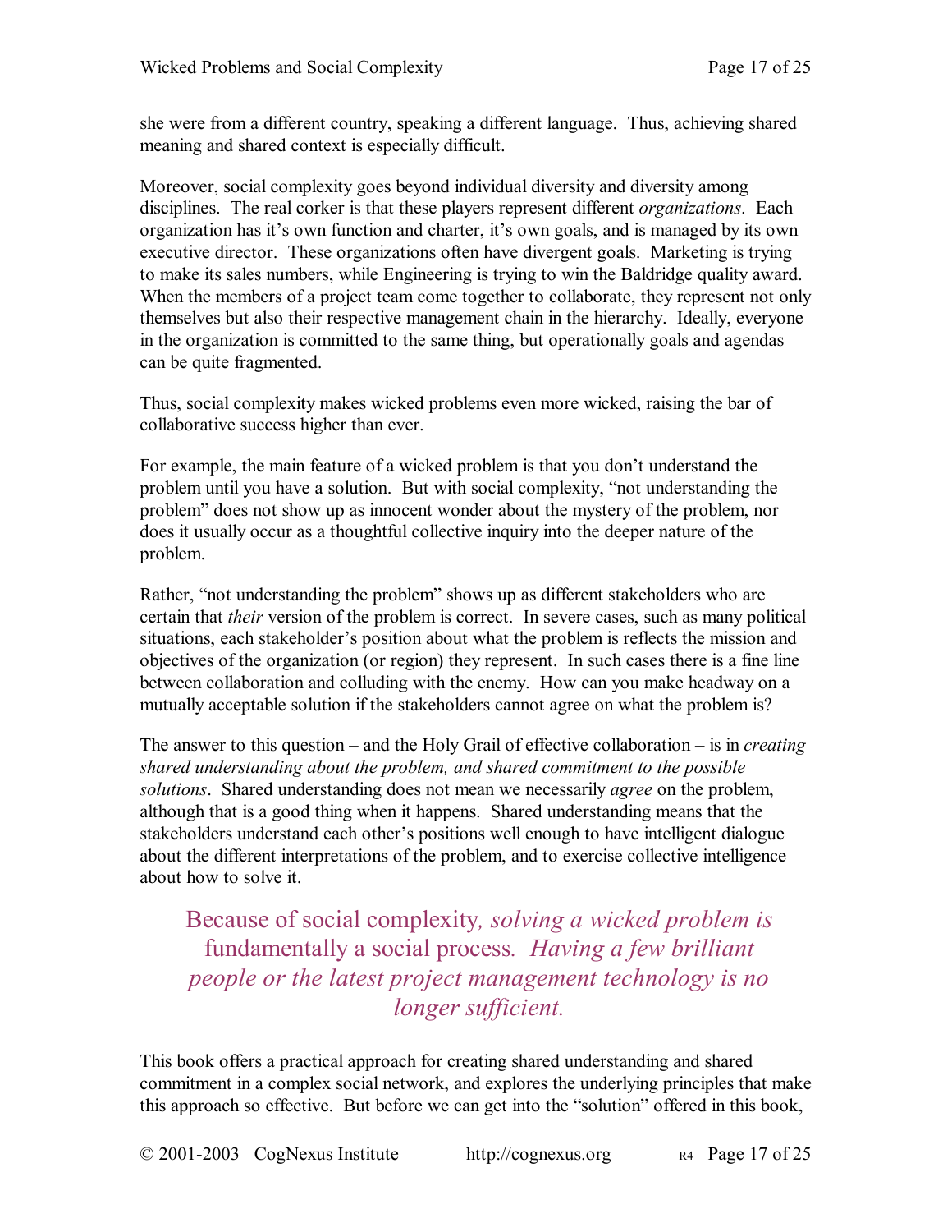she were from a different country, speaking a different language. Thus, achieving shared meaning and shared context is especially difficult.

Moreover, social complexity goes beyond individual diversity and diversity among disciplines. The real corker is that these players represent different *organizations*. Each organization has it's own function and charter, it's own goals, and is managed by its own executive director. These organizations often have divergent goals. Marketing is trying to make its sales numbers, while Engineering is trying to win the Baldridge quality award. When the members of a project team come together to collaborate, they represent not only themselves but also their respective management chain in the hierarchy. Ideally, everyone in the organization is committed to the same thing, but operationally goals and agendas can be quite fragmented.

Thus, social complexity makes wicked problems even more wicked, raising the bar of collaborative success higher than ever.

For example, the main feature of a wicked problem is that you don't understand the problem until you have a solution. But with social complexity, "not understanding the problem" does not show up as innocent wonder about the mystery of the problem, nor does it usually occur as a thoughtful collective inquiry into the deeper nature of the problem.

Rather, "not understanding the problem" shows up as different stakeholders who are certain that *their* version of the problem is correct. In severe cases, such as many political situations, each stakeholder's position about what the problem is reflects the mission and objectives of the organization (or region) they represent. In such cases there is a fine line between collaboration and colluding with the enemy. How can you make headway on a mutually acceptable solution if the stakeholders cannot agree on what the problem is?

The answer to this question – and the Holy Grail of effective collaboration – is in *creating shared understanding about the problem, and shared commitment to the possible solutions*. Shared understanding does not mean we necessarily *agree* on the problem, although that is a good thing when it happens. Shared understanding means that the stakeholders understand each other's positions well enough to have intelligent dialogue about the different interpretations of the problem, and to exercise collective intelligence about how to solve it.

> Because of social complexity*, solving a wicked problem is* fundamentally a social process*. Having a few brilliant people or the latest project management technology is no longer sufficient.*

This book offers a practical approach for creating shared understanding and shared commitment in a complex social network, and explores the underlying principles that make this approach so effective. But before we can get into the "solution" offered in this book,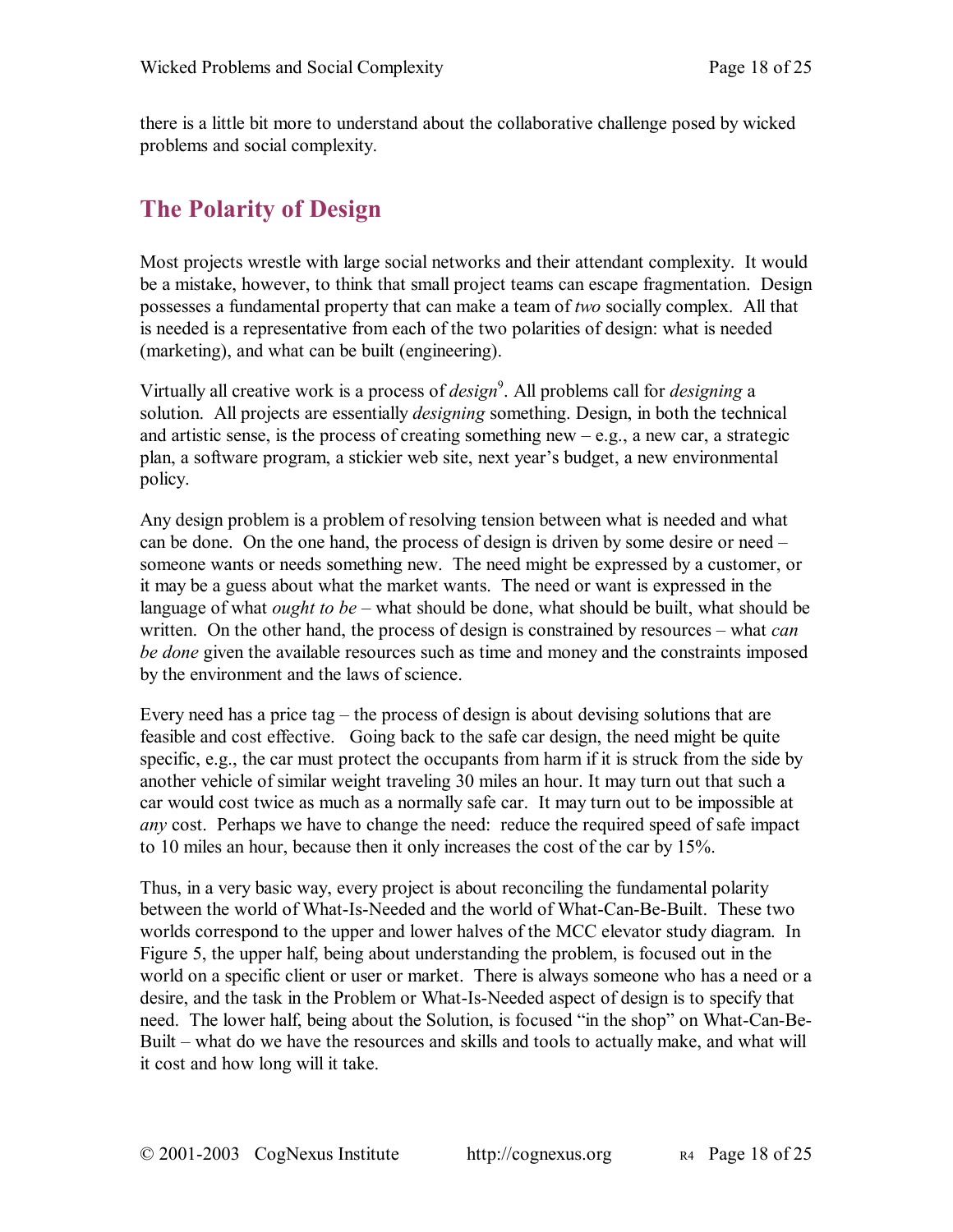there is a little bit more to understand about the collaborative challenge posed by wicked problems and social complexity.

## The Polarity of Design

Most projects wrestle with large social networks and their attendant complexity. It would be a mistake, however, to think that small project teams can escape fragmentation. Design possesses a fundamental property that can make a team of *two* socially complex. All that is needed is a representative from each of the two polarities of design: what is needed (marketing), and what can be built (engineering).

Virtually all creative work is a process of *design*[9]. All problems call for *designing* a solution. All projects are essentially *designing* something. Design, in both the technical and artistic sense, is the process of creating something new – e.g., a new car, a strategic plan, a software program, a stickier web site, next year's budget, a new environmental policy.

Any design problem is a problem of resolving tension between what is needed and what can be done. On the one hand, the process of design is driven by some desire or need – someone wants or needs something new. The need might be expressed by a customer, or it may be a guess about what the market wants. The need or want is expressed in the language of what *ought to be* – what should be done, what should be built, what should be written. On the other hand, the process of design is constrained by resources – what *can be done* given the available resources such as time and money and the constraints imposed by the environment and the laws of science.

Every need has a price tag – the process of design is about devising solutions that are feasible and cost effective. Going back to the safe car design, the need might be quite specific, e.g., the car must protect the occupants from harm if it is struck from the side by another vehicle of similar weight traveling 30 miles an hour. It may turn out that such a car would cost twice as much as a normally safe car. It may turn out to be impossible at *any* cost. Perhaps we have to change the need: reduce the required speed of safe impact to 10 miles an hour, because then it only increases the cost of the car by 15%.

Thus, in a very basic way, every project is about reconciling the fundamental polarity between the world of What-Is-Needed and the world of What-Can-Be-Built. These two worlds correspond to the upper and lower halves of the MCC elevator study diagram. In Figure 5, the upper half, being about understanding the problem, is focused out in the world on a specific client or user or market. There is always someone who has a need or a desire, and the task in the Problem or What-Is-Needed aspect of design is to specify that need. The lower half, being about the Solution, is focused "in the shop" on What-Can-Be-Built – what do we have the resources and skills and tools to actually make, and what will it cost and how long will it take.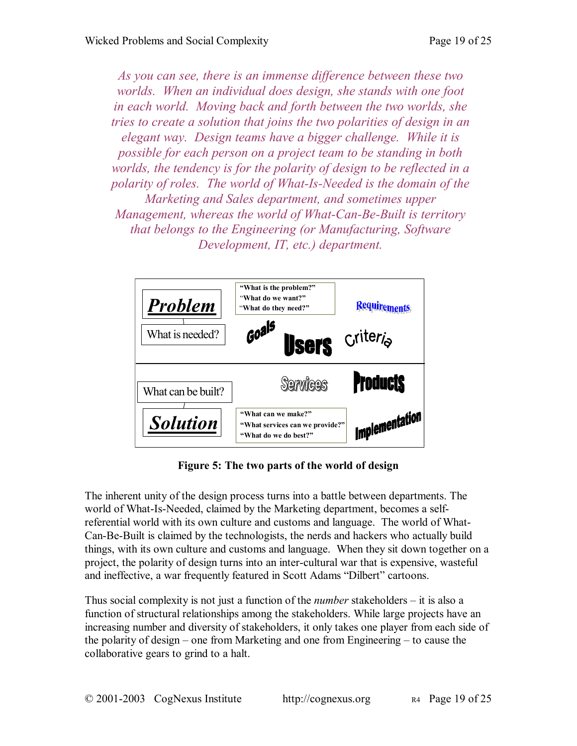*As you can see, there is an immense difference between these two worlds. When an individual does design, she stands with one foot in each world. Moving back and forth between the two worlds, she tries to create a solution that joins the two polarities of design in an elegant way. Design teams have a bigger challenge. While it is possible for each person on a project team to be standing in both worlds, the tendency is for the polarity of design to be reflected in a polarity of roles. The world of What-Is-Needed is the domain of the Marketing and Sales department, and sometimes upper Management, whereas the world of What-Can-Be-Built is territory that belongs to the Engineering (or Manufacturing, Software Development, IT, etc.) department.*

**Problem**

What is needed?

"What is the problem?"
"What do we want?"
"What do they need?"

Requirements

Goals

Users

Criteria

What can be built?

**Solution**

Services

Products

"What can we make?"
"What services can we provide?"
"What do we do best?"

Implementation

**Figure 5: The two parts of the world of design**

The inherent unity of the design process turns into a battle between departments. The world of What-Is-Needed, claimed by the Marketing department, becomes a self-referential world with its own culture and customs and language. The world of What-Can-Be-Built is claimed by the technologists, the nerds and hackers who actually build things, with its own culture and customs and language. When they sit down together on a project, the polarity of design turns into an inter-cultural war that is expensive, wasteful and ineffective, a war frequently featured in Scott Adams "Dilbert" cartoons.

Thus social complexity is not just a function of the *number* stakeholders – it is also a function of structural relationships among the stakeholders. While large projects have an increasing number and diversity of stakeholders, it only takes one player from each side of the polarity of design – one from Marketing and one from Engineering – to cause the collaborative gears to grind to a halt.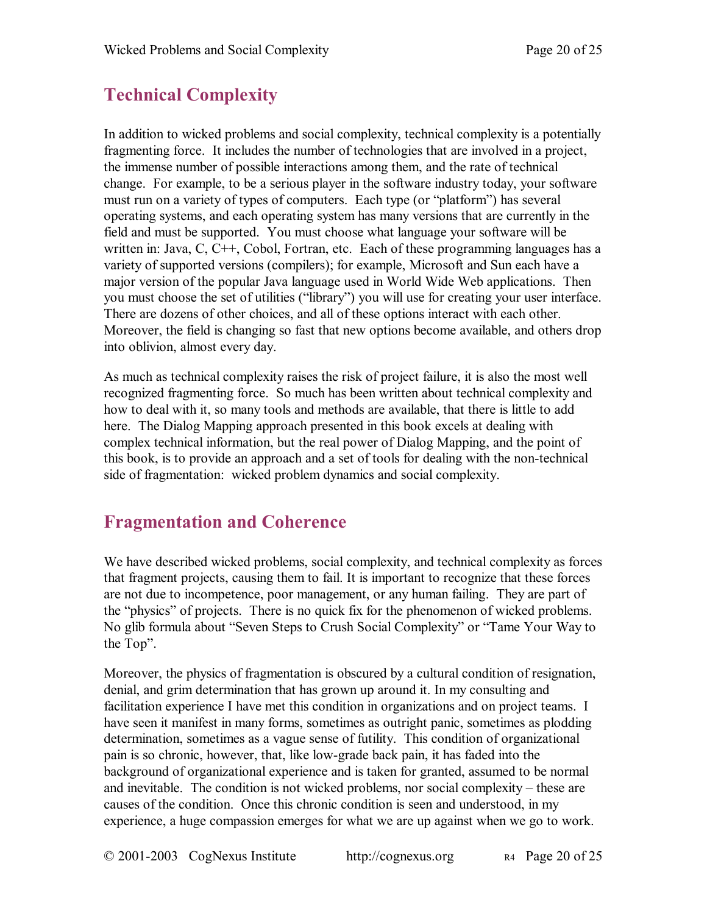## Technical Complexity

In addition to wicked problems and social complexity, technical complexity is a potentially fragmenting force. It includes the number of technologies that are involved in a project, the immense number of possible interactions among them, and the rate of technical change. For example, to be a serious player in the software industry today, your software must run on a variety of types of computers. Each type (or "platform") has several operating systems, and each operating system has many versions that are currently in the field and must be supported. You must choose what language your software will be written in: Java, C, C++, Cobol, Fortran, etc. Each of these programming languages has a variety of supported versions (compilers); for example, Microsoft and Sun each have a major version of the popular Java language used in World Wide Web applications. Then you must choose the set of utilities ("library") you will use for creating your user interface. There are dozens of other choices, and all of these options interact with each other. Moreover, the field is changing so fast that new options become available, and others drop into oblivion, almost every day.

As much as technical complexity raises the risk of project failure, it is also the most well recognized fragmenting force. So much has been written about technical complexity and how to deal with it, so many tools and methods are available, that there is little to add here. The Dialog Mapping approach presented in this book excels at dealing with complex technical information, but the real power of Dialog Mapping, and the point of this book, is to provide an approach and a set of tools for dealing with the non-technical side of fragmentation: wicked problem dynamics and social complexity.

## Fragmentation and Coherence

We have described wicked problems, social complexity, and technical complexity as forces that fragment projects, causing them to fail. It is important to recognize that these forces are not due to incompetence, poor management, or any human failing. They are part of the "physics" of projects. There is no quick fix for the phenomenon of wicked problems. No glib formula about "Seven Steps to Crush Social Complexity" or "Tame Your Way to the Top".

Moreover, the physics of fragmentation is obscured by a cultural condition of resignation, denial, and grim determination that has grown up around it. In my consulting and facilitation experience I have met this condition in organizations and on project teams. I have seen it manifest in many forms, sometimes as outright panic, sometimes as plodding determination, sometimes as a vague sense of futility. This condition of organizational pain is so chronic, however, that, like low-grade back pain, it has faded into the background of organizational experience and is taken for granted, assumed to be normal and inevitable. The condition is not wicked problems, nor social complexity – these are causes of the condition. Once this chronic condition is seen and understood, in my experience, a huge compassion emerges for what we are up against when we go to work.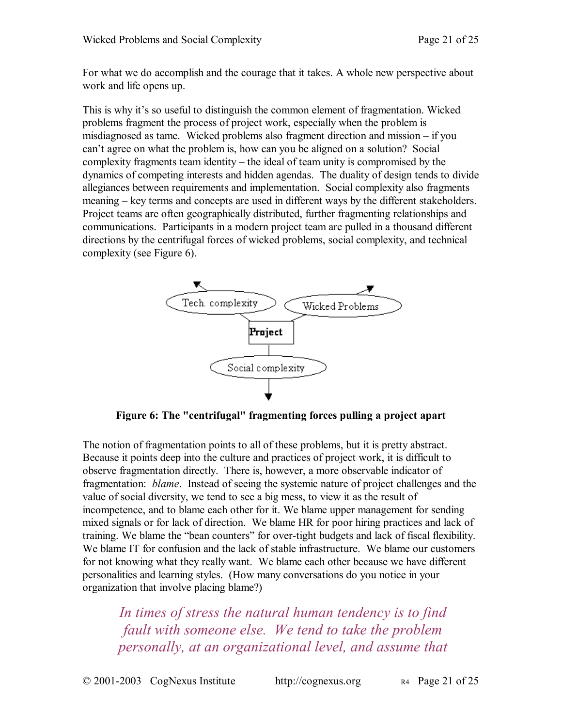For what we do accomplish and the courage that it takes. A whole new perspective about work and life opens up.

This is why it's so useful to distinguish the common element of fragmentation. Wicked problems fragment the process of project work, especially when the problem is misdiagnosed as tame. Wicked problems also fragment direction and mission – if you can't agree on what the problem is, how can you be aligned on a solution? Social complexity fragments team identity – the ideal of team unity is compromised by the dynamics of competing interests and hidden agendas. The duality of design tends to divide allegiances between requirements and implementation. Social complexity also fragments meaning – key terms and concepts are used in different ways by the different stakeholders. Project teams are often geographically distributed, further fragmenting relationships and communications. Participants in a modern project team are pulled in a thousand different directions by the centrifugal forces of wicked problems, social complexity, and technical complexity (see Figure 6).

**Figure 6: The "centrifugal" fragmenting forces pulling a project apart**

The notion of fragmentation points to all of these problems, but it is pretty abstract. Because it points deep into the culture and practices of project work, it is difficult to observe fragmentation directly. There is, however, a more observable indicator of fragmentation: *blame*. Instead of seeing the systemic nature of project challenges and the value of social diversity, we tend to see a big mess, to view it as the result of incompetence, and to blame each other for it. We blame upper management for sending mixed signals or for lack of direction. We blame HR for poor hiring practices and lack of training. We blame the "bean counters" for over-tight budgets and lack of fiscal flexibility. We blame IT for confusion and the lack of stable infrastructure. We blame our customers for not knowing what they really want. We blame each other because we have different personalities and learning styles. (How many conversations do you notice in your organization that involve placing blame?)

*In times of stress the natural human tendency is to find fault with someone else. We tend to take the problem personally, at an organizational level, and assume that*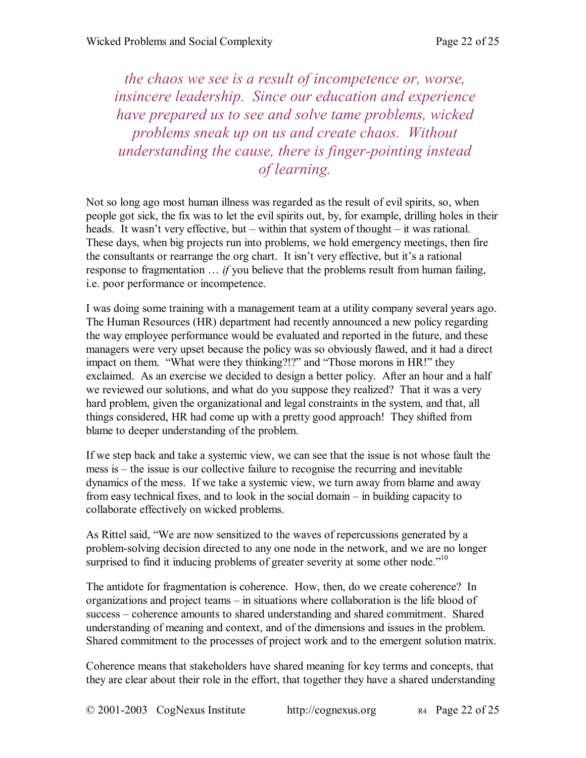*the chaos we see is a result of incompetence or, worse, insincere leadership. Since our education and experience have prepared us to see and solve tame problems, wicked problems sneak up on us and create chaos. Without understanding the cause, there is finger-pointing instead of learning.*

Not so long ago most human illness was regarded as the result of evil spirits, so, when people got sick, the fix was to let the evil spirits out, by, for example, drilling holes in their heads. It wasn't very effective, but – within that system of thought – it was rational. These days, when big projects run into problems, we hold emergency meetings, then fire the consultants or rearrange the org chart. It isn't very effective, but it's a rational response to fragmentation … *if* you believe that the problems result from human failing, i.e. poor performance or incompetence.

I was doing some training with a management team at a utility company several years ago. The Human Resources (HR) department had recently announced a new policy regarding the way employee performance would be evaluated and reported in the future, and these managers were very upset because the policy was so obviously flawed, and it had a direct impact on them. "What were they thinking?!?" and "Those morons in HR!" they exclaimed. As an exercise we decided to design a better policy. After an hour and a half we reviewed our solutions, and what do you suppose they realized? That it was a very hard problem, given the organizational and legal constraints in the system, and that, all things considered, HR had come up with a pretty good approach! They shifted from blame to deeper understanding of the problem.

If we step back and take a systemic view, we can see that the issue is not whose fault the mess is – the issue is our collective failure to recognise the recurring and inevitable dynamics of the mess. If we take a systemic view, we turn away from blame and away from easy technical fixes, and to look in the social domain – in building capacity to collaborate effectively on wicked problems.

As Rittel said, "We are now sensitized to the waves of repercussions generated by a problem-solving decision directed to any one node in the network, and we are no longer surprised to find it inducing problems of greater severity at some other node."[10]

The antidote for fragmentation is coherence. How, then, do we create coherence? In organizations and project teams – in situations where collaboration is the life blood of success – coherence amounts to shared understanding and shared commitment. Shared understanding of meaning and context, and of the dimensions and issues in the problem. Shared commitment to the processes of project work and to the emergent solution matrix.

Coherence means that stakeholders have shared meaning for key terms and concepts, that they are clear about their role in the effort, that together they have a shared understanding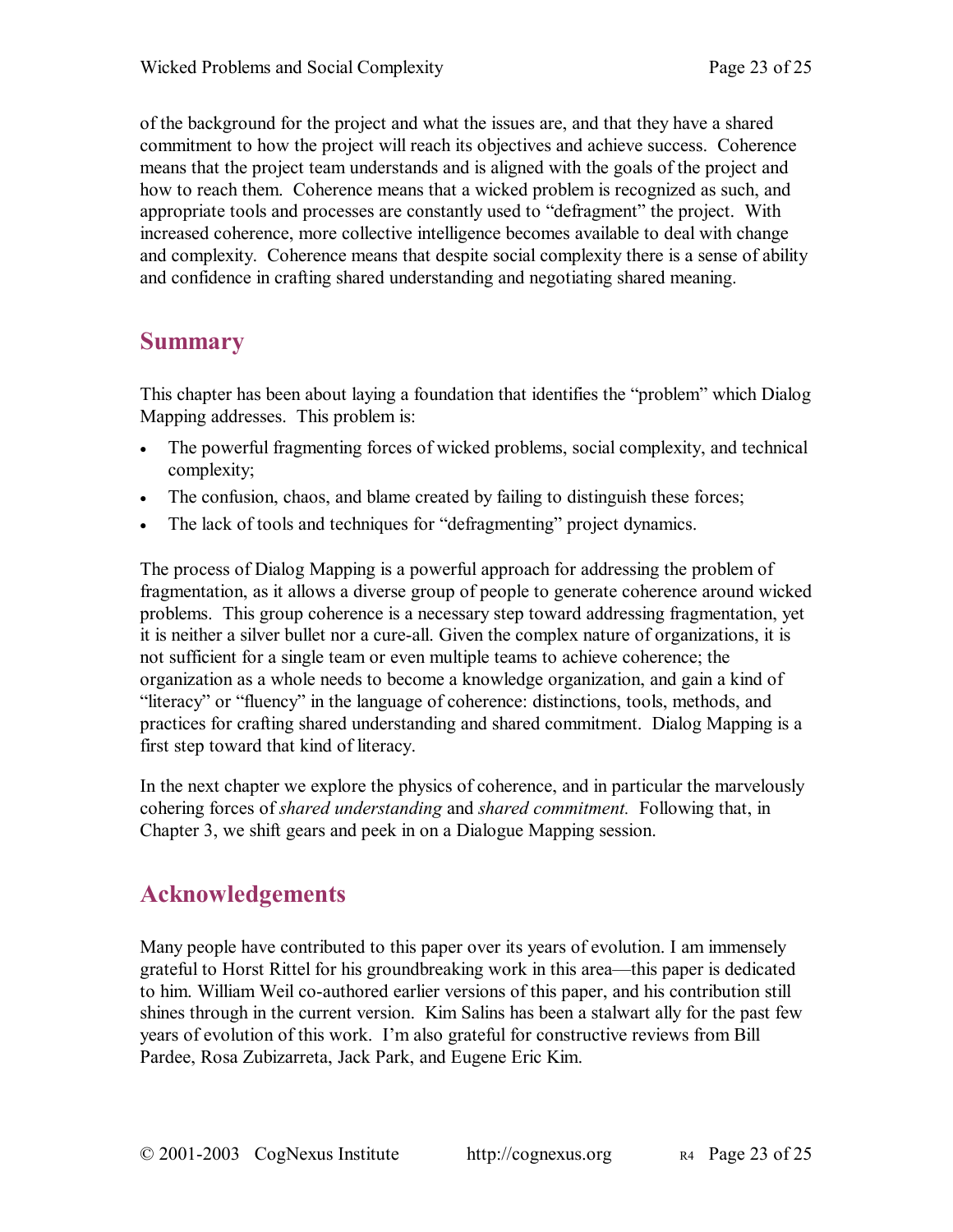of the background for the project and what the issues are, and that they have a shared commitment to how the project will reach its objectives and achieve success. Coherence means that the project team understands and is aligned with the goals of the project and how to reach them. Coherence means that a wicked problem is recognized as such, and appropriate tools and processes are constantly used to "defragment" the project. With increased coherence, more collective intelligence becomes available to deal with change and complexity. Coherence means that despite social complexity there is a sense of ability and confidence in crafting shared understanding and negotiating shared meaning.

## Summary

This chapter has been about laying a foundation that identifies the "problem" which Dialog Mapping addresses. This problem is:

- The powerful fragmenting forces of wicked problems, social complexity, and technical complexity;
- The confusion, chaos, and blame created by failing to distinguish these forces;
- The lack of tools and techniques for "defragmenting" project dynamics.

The process of Dialog Mapping is a powerful approach for addressing the problem of fragmentation, as it allows a diverse group of people to generate coherence around wicked problems. This group coherence is a necessary step toward addressing fragmentation, yet it is neither a silver bullet nor a cure-all. Given the complex nature of organizations, it is not sufficient for a single team or even multiple teams to achieve coherence; the organization as a whole needs to become a knowledge organization, and gain a kind of "literacy" or "fluency" in the language of coherence: distinctions, tools, methods, and practices for crafting shared understanding and shared commitment. Dialog Mapping is a first step toward that kind of literacy.

In the next chapter we explore the physics of coherence, and in particular the marvelously cohering forces of *shared understanding* and *shared commitment.* Following that, in Chapter 3, we shift gears and peek in on a Dialogue Mapping session.

## Acknowledgements

Many people have contributed to this paper over its years of evolution. I am immensely grateful to Horst Rittel for his groundbreaking work in this area—this paper is dedicated to him. William Weil co-authored earlier versions of this paper, and his contribution still shines through in the current version. Kim Salins has been a stalwart ally for the past few years of evolution of this work. I'm also grateful for constructive reviews from Bill Pardee, Rosa Zubizarreta, Jack Park, and Eugene Eric Kim.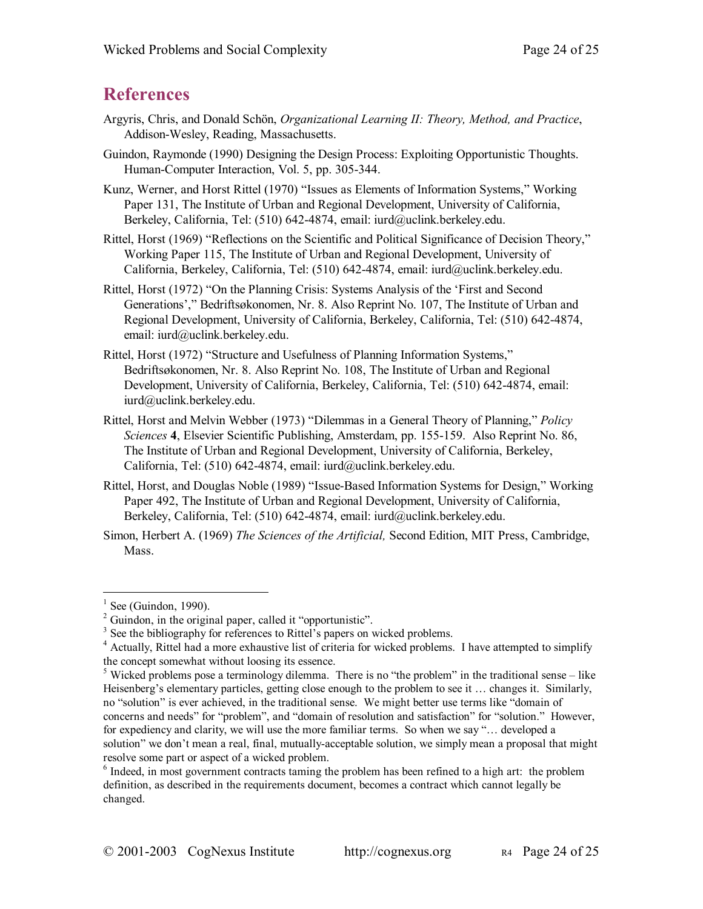## References

Argyris, Chris, and Donald Schön, *Organizational Learning II: Theory, Method, and Practice*, Addison-Wesley, Reading, Massachusetts.

Guindon, Raymonde (1990) Designing the Design Process: Exploiting Opportunistic Thoughts. Human-Computer Interaction, Vol. 5, pp. 305-344.

Kunz, Werner, and Horst Rittel (1970) "Issues as Elements of Information Systems," Working Paper 131, The Institute of Urban and Regional Development, University of California, Berkeley, California, Tel: (510) 642-4874, email: iurd@uclink.berkeley.edu.

Rittel, Horst (1969) "Reflections on the Scientific and Political Significance of Decision Theory," Working Paper 115, The Institute of Urban and Regional Development, University of California, Berkeley, California, Tel: (510) 642-4874, email: iurd@uclink.berkeley.edu.

Rittel, Horst (1972) "On the Planning Crisis: Systems Analysis of the 'First and Second Generations'," Bedriftsøkonomen, Nr. 8. Also Reprint No. 107, The Institute of Urban and Regional Development, University of California, Berkeley, California, Tel: (510) 642-4874, email: iurd@uclink.berkeley.edu.

Rittel, Horst (1972) "Structure and Usefulness of Planning Information Systems," Bedriftsøkonomen, Nr. 8. Also Reprint No. 108, The Institute of Urban and Regional Development, University of California, Berkeley, California, Tel: (510) 642-4874, email: iurd@uclink.berkeley.edu.

Rittel, Horst and Melvin Webber (1973) "Dilemmas in a General Theory of Planning," *Policy Sciences* **4**, Elsevier Scientific Publishing, Amsterdam, pp. 155-159. Also Reprint No. 86, The Institute of Urban and Regional Development, University of California, Berkeley, California, Tel: (510) 642-4874, email: iurd@uclink.berkeley.edu.

Rittel, Horst, and Douglas Noble (1989) "Issue-Based Information Systems for Design," Working Paper 492, The Institute of Urban and Regional Development, University of California, Berkeley, California, Tel: (510) 642-4874, email: iurd@uclink.berkeley.edu.

Simon, Herbert A. (1969) *The Sciences of the Artificial,* Second Edition, MIT Press, Cambridge, Mass.

---

[1] See (Guindon, 1990).

[2] Guindon, in the original paper, called it "opportunistic".

[3] See the bibliography for references to Rittel's papers on wicked problems.

[4] Actually, Rittel had a more exhaustive list of criteria for wicked problems. I have attempted to simplify the concept somewhat without loosing its essence.

[5] Wicked problems pose a terminology dilemma. There is no "the problem" in the traditional sense – like Heisenberg's elementary particles, getting close enough to the problem to see it … changes it. Similarly, no "solution" is ever achieved, in the traditional sense. We might better use terms like "domain of concerns and needs" for "problem", and "domain of resolution and satisfaction" for "solution." However, for expediency and clarity, we will use the more familiar terms. So when we say "… developed a solution" we don't mean a real, final, mutually-acceptable solution, we simply mean a proposal that might resolve some part or aspect of a wicked problem.

[6] Indeed, in most government contracts taming the problem has been refined to a high art: the problem definition, as described in the requirements document, becomes a contract which cannot legally be changed.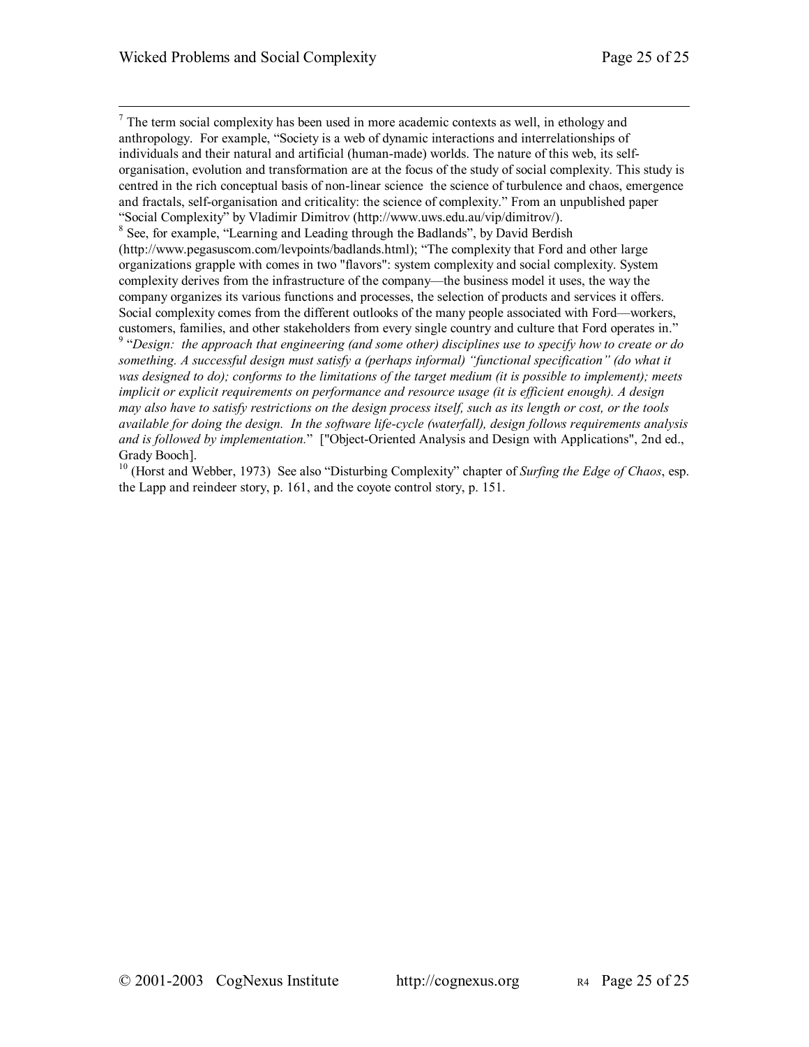[7] The term social complexity has been used in more academic contexts as well, in ethology and anthropology. For example, "Society is a web of dynamic interactions and interrelationships of individuals and their natural and artificial (human-made) worlds. The nature of this web, its self-organisation, evolution and transformation are at the focus of the study of social complexity. This study is centred in the rich conceptual basis of non-linear science the science of turbulence and chaos, emergence and fractals, self-organisation and criticality: the science of complexity." From an unpublished paper "Social Complexity" by Vladimir Dimitrov (http://www.uws.edu.au/vip/dimitrov/).

[8] See, for example, "Learning and Leading through the Badlands", by David Berdish (http://www.pegasuscom.com/levpoints/badlands.html); "The complexity that Ford and other large organizations grapple with comes in two "flavors": system complexity and social complexity. System complexity derives from the infrastructure of the company—the business model it uses, the way the company organizes its various functions and processes, the selection of products and services it offers. Social complexity comes from the different outlooks of the many people associated with Ford—workers, customers, families, and other stakeholders from every single country and culture that Ford operates in."

[9] "*Design: the approach that engineering (and some other) disciplines use to specify how to create or do something. A successful design must satisfy a (perhaps informal) "functional specification" (do what it was designed to do); conforms to the limitations of the target medium (it is possible to implement); meets implicit or explicit requirements on performance and resource usage (it is efficient enough). A design may also have to satisfy restrictions on the design process itself, such as its length or cost, or the tools available for doing the design. In the software life-cycle (waterfall), design follows requirements analysis and is followed by implementation.*" ["Object-Oriented Analysis and Design with Applications", 2nd ed., Grady Booch].

[10] (Horst and Webber, 1973) See also "Disturbing Complexity" chapter of *Surfing the Edge of Chaos*, esp. the Lapp and reindeer story, p. 161, and the coyote control story, p. 151.